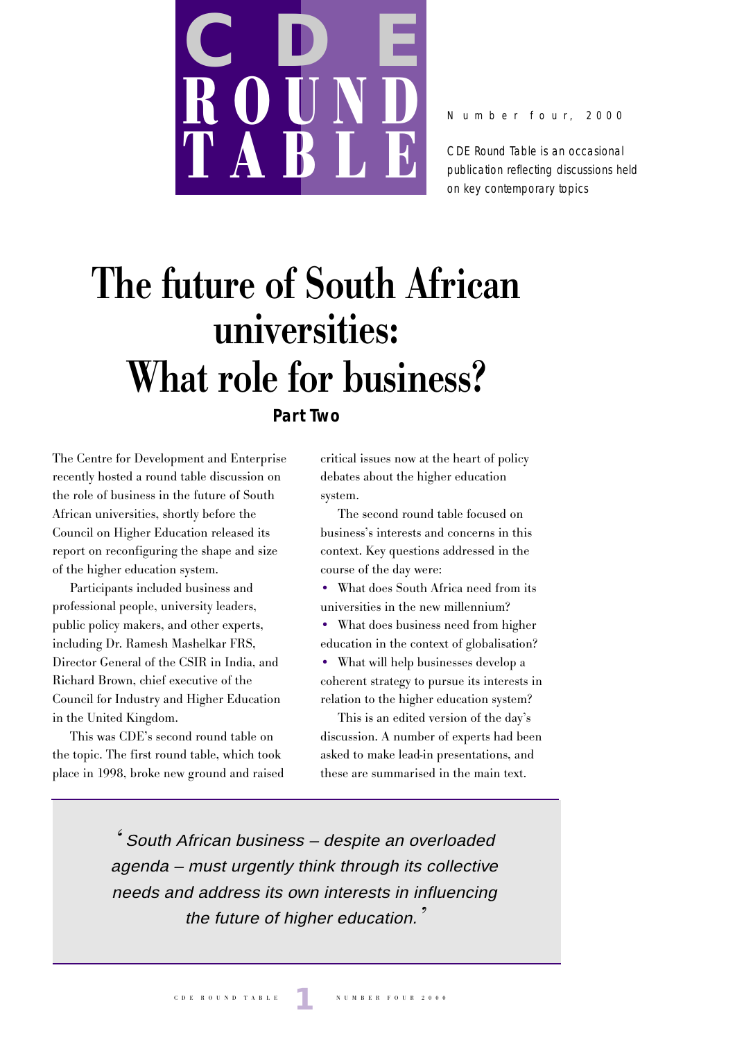# CDE ROUND TABLE

Number four, 2000

CDE Round Table is an occasional publication reflecting discussions held on key contemporary topics

# The future of South African universities: What role for business?

**Part Two**

The Centre for Development and Enterprise recently hosted a round table discussion on the role of business in the future of South African universities, shortly before the Council on Higher Education released its report on reconfiguring the shape and size of the higher education system.

Participants included business and professional people, university leaders, public policy makers, and other experts, including Dr. Ramesh Mashelkar FRS, Director General of the CSIR in India, and Richard Brown, chief executive of the Council for Industry and Higher Education in the United Kingdom.

This was CDE's second round table on the topic. The first round table, which took place in 1998, broke new ground and raised critical issues now at the heart of policy debates about the higher education system.

The second round table focused on business's interests and concerns in this context. Key questions addressed in the course of the day were:

- What does South Africa need from its universities in the new millennium?
- What does business need from higher education in the context of globalisation?
- What will help businesses develop a coherent strategy to pursue its interests in relation to the higher education system?

This is an edited version of the day's discussion. A number of experts had been asked to make lead-in presentations, and these are summarised in the main text.

> *'South African business – despite an overloaded agenda – must urgently think through its collective needs and address its own interests in influencing the future of higher education.'*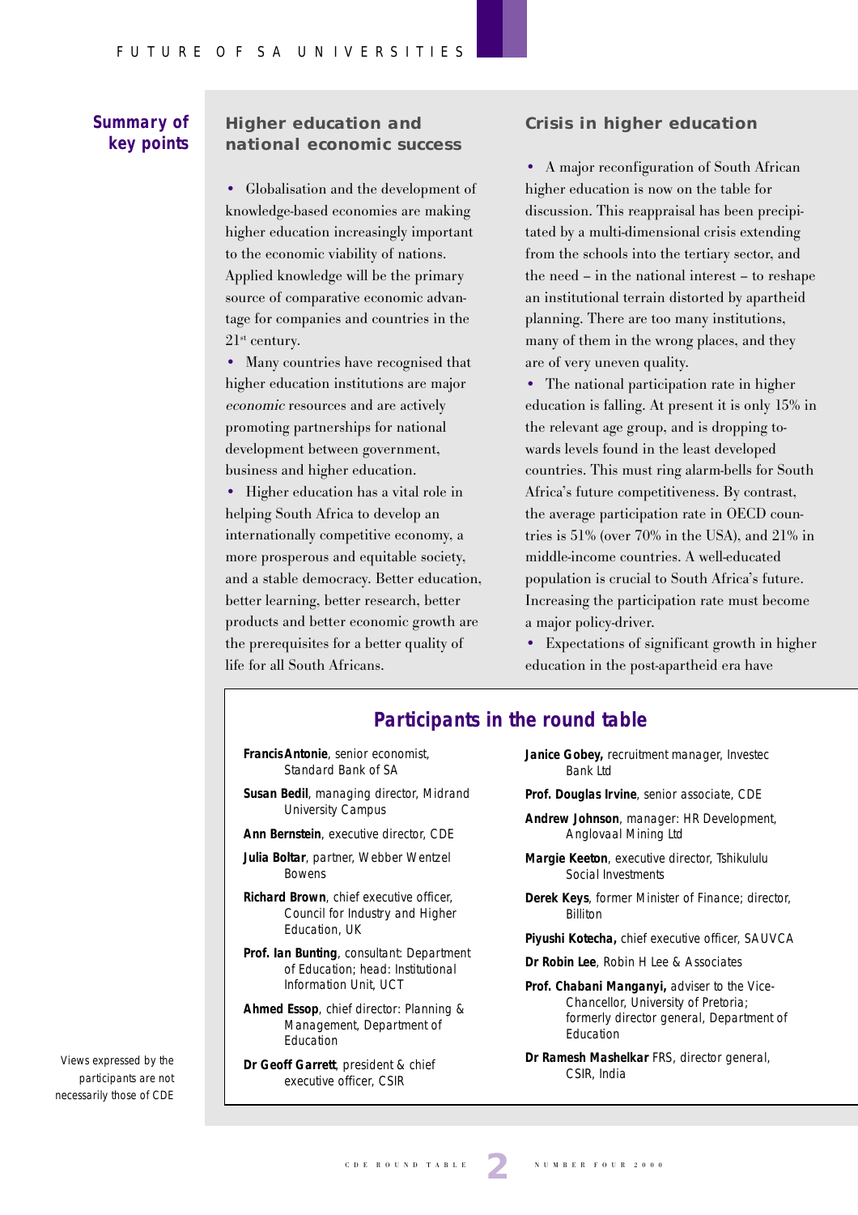## Summary of key points

### Higher education and national economic success

- Globalisation and the development of knowledge-based economies are making higher education increasingly important to the economic viability of nations. Applied knowledge will be the primary source of comparative economic advantage for companies and countries in the 21st century.
- Many countries have recognised that higher education institutions are major *economic* resources and are actively promoting partnerships for national development between government, business and higher education.
- Higher education has a vital role in helping South Africa to develop an internationally competitive economy, a more prosperous and equitable society, and a stable democracy. Better education, better learning, better research, better products and better economic growth are the prerequisites for a better quality of life for all South Africans.

### Crisis in higher education

- A major reconfiguration of South African higher education is now on the table for discussion. This reappraisal has been precipitated by a multi-dimensional crisis extending from the schools into the tertiary sector, and the need – in the national interest – to reshape an institutional terrain distorted by apartheid planning. There are too many institutions, many of them in the wrong places, and they are of very uneven quality.
- The national participation rate in higher education is falling. At present it is only 15% in the relevant age group, and is dropping towards levels found in the least developed countries. This must ring alarm-bells for South Africa's future competitiveness. By contrast, the average participation rate in OECD countries is 51% (over 70% in the USA), and 21% in middle-income countries. A well-educated population is crucial to South Africa's future. Increasing the participation rate must become a major policy-driver.
- Expectations of significant growth in higher education in the post-apartheid era have

## Participants in the round table

**Francis Antonie**, senior economist, Standard Bank of SA

**Susan Bedil**, managing director, Midrand University Campus

**Ann Bernstein**, executive director, CDE

**Julia Boltar**, partner, Webber Wentzel Bowens

**Richard Brown**, chief executive officer, Council for Industry and Higher Education, UK

**Prof. Ian Bunting**, consultant: Department of Education; head: Institutional Information Unit, UCT

**Ahmed Essop**, chief director: Planning & Management, Department of Education

**Dr Geoff Garrett**, president & chief executive officer, CSIR

**Janice Gobey,** recruitment manager, Investec Bank Ltd

**Prof. Douglas Irvine**, senior associate, CDE

**Andrew Johnson**, manager: HR Development, Anglovaal Mining Ltd

**Margie Keeton**, executive director, Tshikululu Social Investments

**Derek Keys**, former Minister of Finance; director, Billiton

**Piyushi Kotecha,** chief executive officer, SAUVCA

**Dr Robin Lee**, Robin H Lee & Associates

**Prof. Chabani Manganyi,** adviser to the Vice-Chancellor, University of Pretoria; formerly director general, Department of Education

**Dr Ramesh Mashelkar** FRS, director general, CSIR, India

Views expressed by the participants are not necessarily those of CDE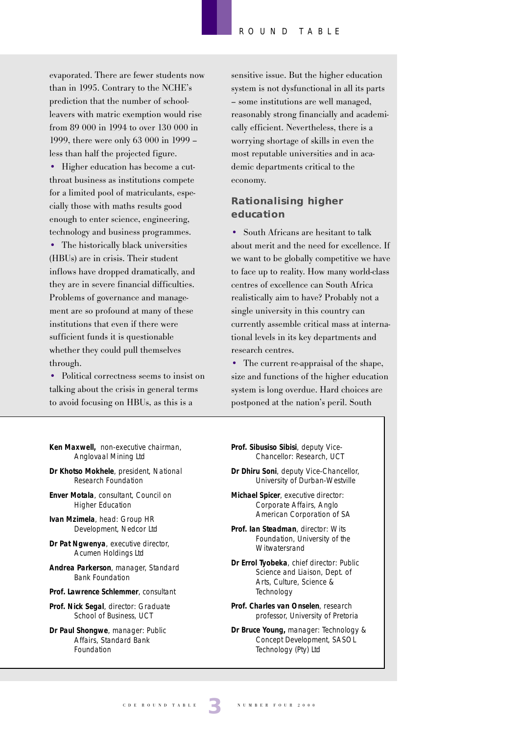evaporated. There are fewer students now than in 1995. Contrary to the NCHE's prediction that the number of school-leavers with matric exemption would rise from 89 000 in 1994 to over 130 000 in 1999, there were only 63 000 in 1999 – less than half the projected figure.

- Higher education has become a cut-throat business as institutions compete for a limited pool of matriculants, especially those with maths results good enough to enter science, engineering, technology and business programmes.
- The historically black universities (HBUs) are in crisis. Their student inflows have dropped dramatically, and they are in severe financial difficulties. Problems of governance and management are so profound at many of these institutions that even if there were sufficient funds it is questionable whether they could pull themselves through.
- Political correctness seems to insist on talking about the crisis in general terms to avoid focusing on HBUs, as this is a sensitive issue. But the higher education system is not dysfunctional in all its parts – some institutions are well managed, reasonably strong financially and academically efficient. Nevertheless, there is a worrying shortage of skills in even the most reputable universities and in academic departments critical to the economy.

## Rationalising higher education

- South Africans are hesitant to talk about merit and the need for excellence. If we want to be globally competitive we have to face up to reality. How many world-class centres of excellence can South Africa realistically aim to have? Probably not a single university in this country can currently assemble critical mass at international levels in its key departments and research centres.
- The current re-appraisal of the shape, size and functions of the higher education system is long overdue. Hard choices are postponed at the nation's peril. South

**Ken Maxwell,** non-executive chairman, Anglovaal Mining Ltd

**Dr Khotso Mokhele**, president, National Research Foundation

**Enver Motala**, consultant, Council on Higher Education

**Ivan Mzimela**, head: Group HR Development, Nedcor Ltd

**Dr Pat Ngwenya**, executive director, Acumen Holdings Ltd

**Andrea Parkerson**, manager, Standard Bank Foundation

**Prof. Lawrence Schlemmer**, consultant

**Prof. Nick Segal**, director: Graduate School of Business, UCT

**Dr Paul Shongwe**, manager: Public Affairs, Standard Bank Foundation

**Prof. Sibusiso Sibisi**, deputy Vice-Chancellor: Research, UCT

**Dr Dhiru Soni**, deputy Vice-Chancellor, University of Durban-Westville

**Michael Spicer**, executive director: Corporate Affairs, Anglo American Corporation of SA

**Prof. Ian Steadman**, director: Wits Foundation, University of the Witwatersrand

**Dr Errol Tyobeka**, chief director: Public Science and Liaison, Dept. of Arts, Culture, Science & Technology

**Prof. Charles van Onselen**, research professor, University of Pretoria

**Dr Bruce Young,** manager: Technology & Concept Development, SASOL Technology (Pty) Ltd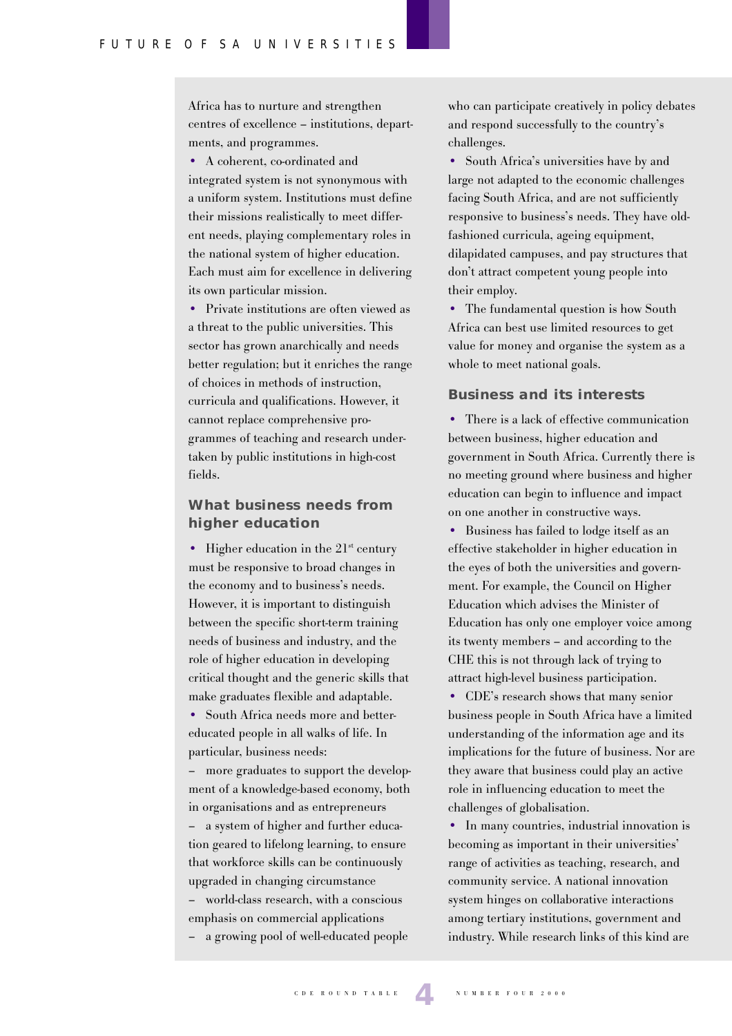Africa has to nurture and strengthen centres of excellence – institutions, departments, and programmes.

- A coherent, co-ordinated and integrated system is not synonymous with a uniform system. Institutions must define their missions realistically to meet different needs, playing complementary roles in the national system of higher education. Each must aim for excellence in delivering its own particular mission.
- Private institutions are often viewed as a threat to the public universities. This sector has grown anarchically and needs better regulation; but it enriches the range of choices in methods of instruction, curricula and qualifications. However, it cannot replace comprehensive programmes of teaching and research undertaken by public institutions in high-cost fields.

## What business needs from higher education

- Higher education in the 21st century must be responsive to broad changes in the economy and to business's needs. However, it is important to distinguish between the specific short-term training needs of business and industry, and the role of higher education in developing critical thought and the generic skills that make graduates flexible and adaptable.
- South Africa needs more and better-educated people in all walks of life. In particular, business needs:
  - more graduates to support the development of a knowledge-based economy, both in organisations and as entrepreneurs
  - a system of higher and further education geared to lifelong learning, to ensure that workforce skills can be continuously upgraded in changing circumstance
  - world-class research, with a conscious emphasis on commercial applications
  - a growing pool of well-educated people who can participate creatively in policy debates and respond successfully to the country's challenges.
- South Africa's universities have by and large not adapted to the economic challenges facing South Africa, and are not sufficiently responsive to business's needs. They have old-fashioned curricula, ageing equipment, dilapidated campuses, and pay structures that don't attract competent young people into their employ.
- The fundamental question is how South Africa can best use limited resources to get value for money and organise the system as a whole to meet national goals.

## Business and its interests

- There is a lack of effective communication between business, higher education and government in South Africa. Currently there is no meeting ground where business and higher education can begin to influence and impact on one another in constructive ways.
- Business has failed to lodge itself as an effective stakeholder in higher education in the eyes of both the universities and government. For example, the Council on Higher Education which advises the Minister of Education has only one employer voice among its twenty members – and according to the CHE this is not through lack of trying to attract high-level business participation.
- CDE's research shows that many senior business people in South Africa have a limited understanding of the information age and its implications for the future of business. Nor are they aware that business could play an active role in influencing education to meet the challenges of globalisation.
- In many countries, industrial innovation is becoming as important in their universities' range of activities as teaching, research, and community service. A national innovation system hinges on collaborative interactions among tertiary institutions, government and industry. While research links of this kind are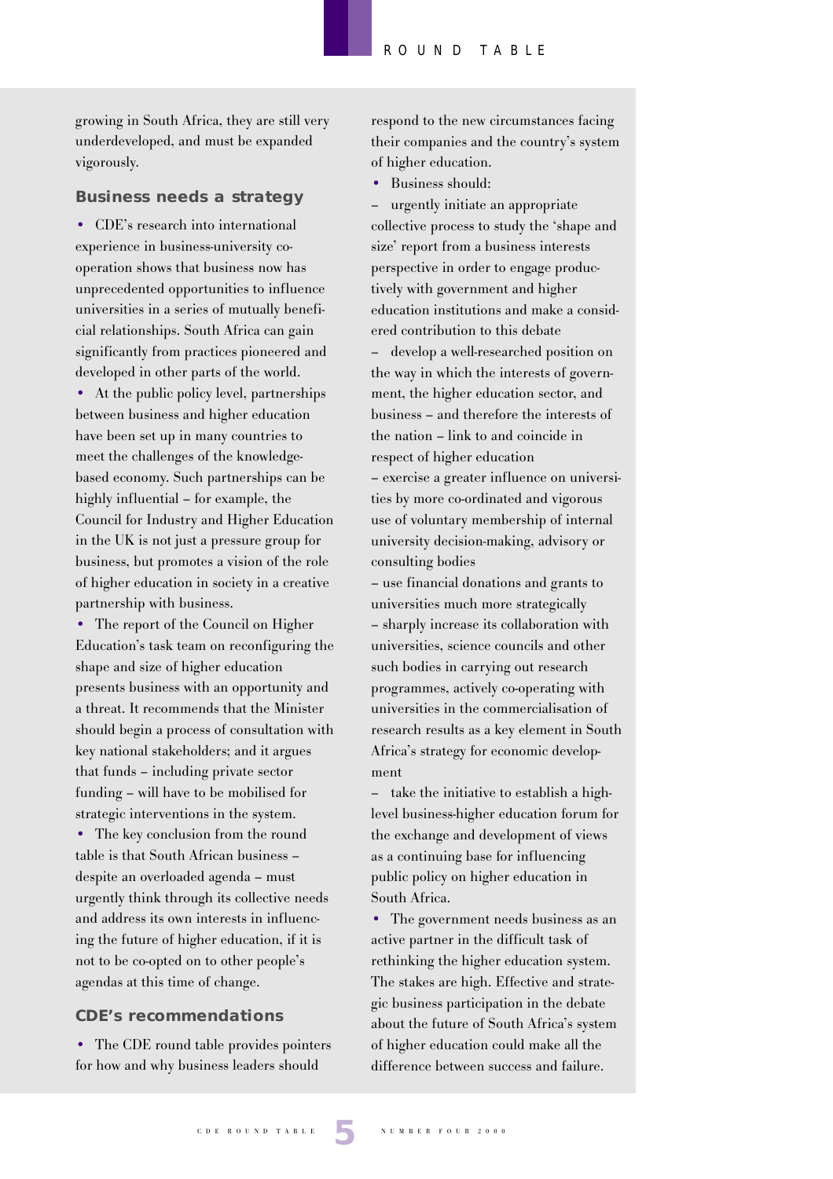growing in South Africa, they are still very underdeveloped, and must be expanded vigorously.

## Business needs a strategy

- CDE's research into international experience in business-university co-operation shows that business now has unprecedented opportunities to influence universities in a series of mutually beneficial relationships. South Africa can gain significantly from practices pioneered and developed in other parts of the world.
- At the public policy level, partnerships between business and higher education have been set up in many countries to meet the challenges of the knowledge-based economy. Such partnerships can be highly influential – for example, the Council for Industry and Higher Education in the UK is not just a pressure group for business, but promotes a vision of the role of higher education in society in a creative partnership with business.
- The report of the Council on Higher Education's task team on reconfiguring the shape and size of higher education presents business with an opportunity and a threat. It recommends that the Minister should begin a process of consultation with key national stakeholders; and it argues that funds – including private sector funding – will have to be mobilised for strategic interventions in the system.
- The key conclusion from the round table is that South African business – despite an overloaded agenda – must urgently think through its collective needs and address its own interests in influencing the future of higher education, if it is not to be co-opted on to other people's agendas at this time of change.

## CDE's recommendations

- The CDE round table provides pointers for how and why business leaders should respond to the new circumstances facing their companies and the country's system of higher education.
- Business should:
  - urgently initiate an appropriate collective process to study the 'shape and size' report from a business interests perspective in order to engage productively with government and higher education institutions and make a considered contribution to this debate
  - develop a well-researched position on the way in which the interests of government, the higher education sector, and business – and therefore the interests of the nation – link to and coincide in respect of higher education
  - exercise a greater influence on universities by more co-ordinated and vigorous use of voluntary membership of internal university decision-making, advisory or consulting bodies
  - use financial donations and grants to universities much more strategically
  - sharply increase its collaboration with universities, science councils and other such bodies in carrying out research programmes, actively co-operating with universities in the commercialisation of research results as a key element in South Africa's strategy for economic development
  - take the initiative to establish a high-level business-higher education forum for the exchange and development of views as a continuing base for influencing public policy on higher education in South Africa.
- The government needs business as an active partner in the difficult task of rethinking the higher education system. The stakes are high. Effective and strategic business participation in the debate about the future of South Africa's system of higher education could make all the difference between success and failure.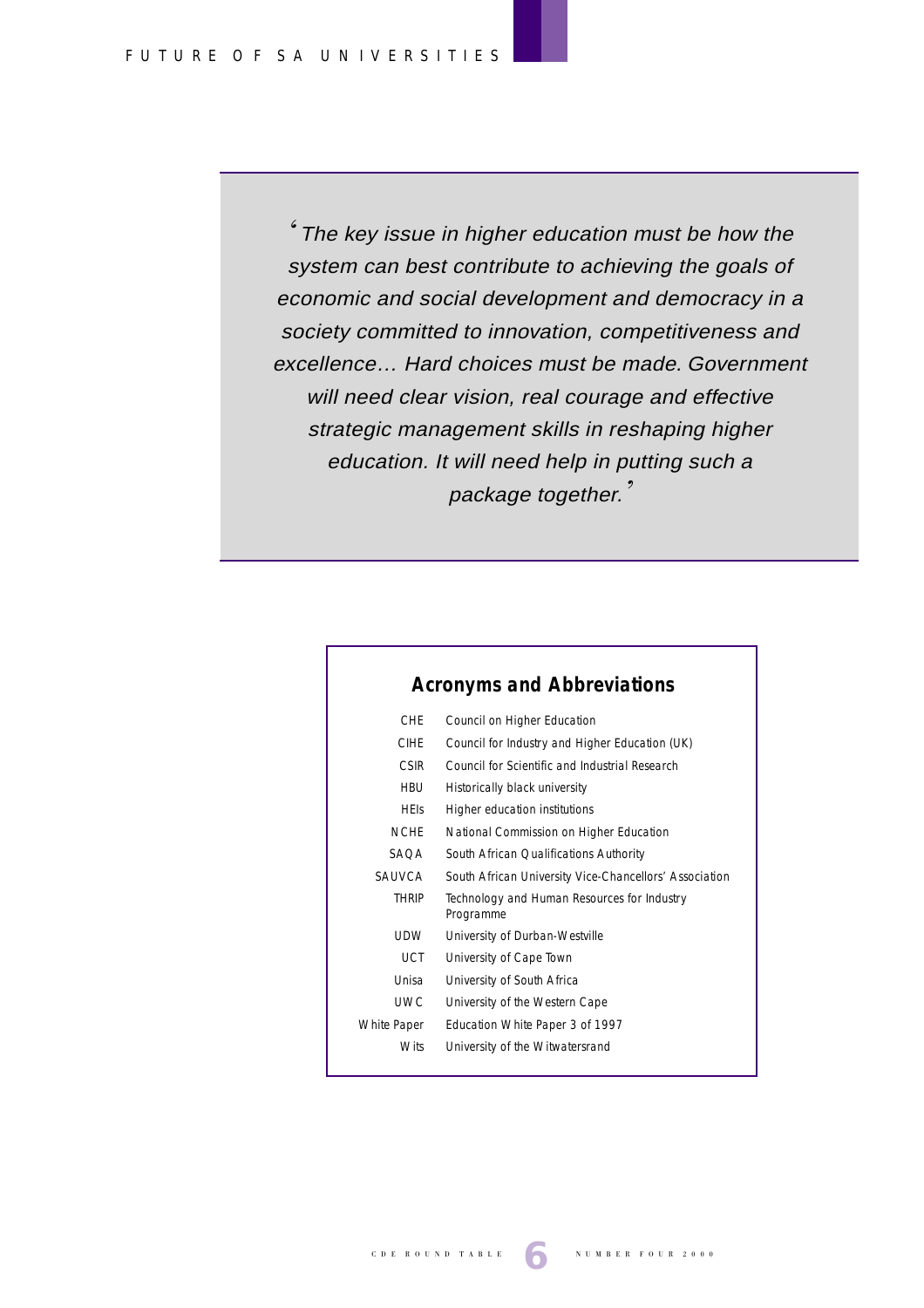> *'The key issue in higher education must be how the system can best contribute to achieving the goals of economic and social development and democracy in a society committed to innovation, competitiveness and excellence… Hard choices must be made. Government will need clear vision, real courage and effective strategic management skills in reshaping higher education. It will need help in putting such a package together.'*

## Acronyms and Abbreviations

| | |
|---|---|
| CHE | Council on Higher Education |
| CIHE | Council for Industry and Higher Education (UK) |
| CSIR | Council for Scientific and Industrial Research |
| HBU | Historically black university |
| HEIs | Higher education institutions |
| NCHE | National Commission on Higher Education |
| SAQA | South African Qualifications Authority |
| SAUVCA | South African University Vice-Chancellors' Association |
| THRIP | Technology and Human Resources for Industry Programme |
| UDW | University of Durban-Westville |
| UCT | University of Cape Town |
| Unisa | University of South Africa |
| UWC | University of the Western Cape |
| White Paper | Education White Paper 3 of 1997 |
| Wits | University of the Witwatersrand |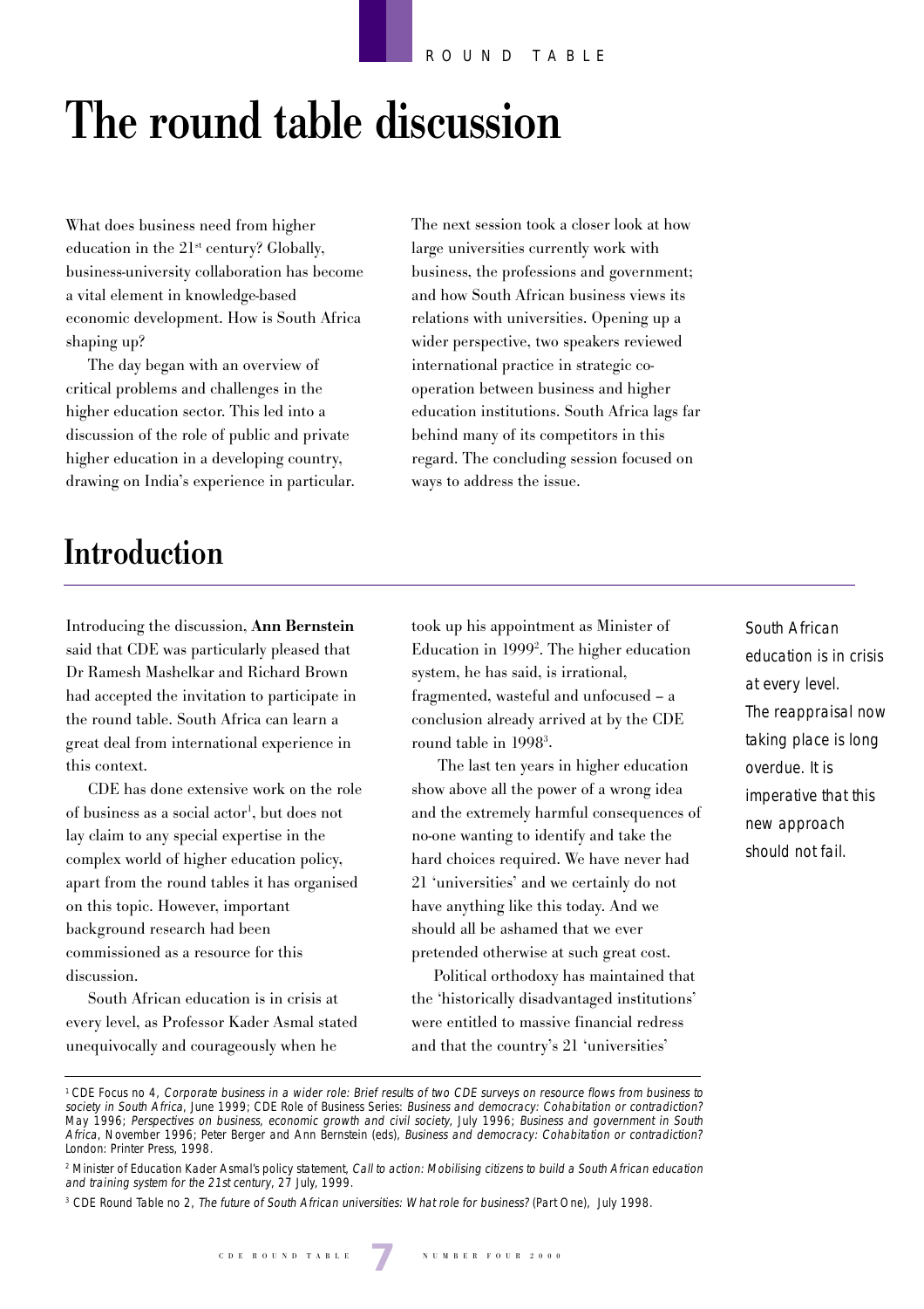# The round table discussion

What does business need from higher education in the 21st century? Globally, business-university collaboration has become a vital element in knowledge-based economic development. How is South Africa shaping up?

The day began with an overview of critical problems and challenges in the higher education sector. This led into a discussion of the role of public and private higher education in a developing country, drawing on India's experience in particular.

The next session took a closer look at how large universities currently work with business, the professions and government; and how South African business views its relations with universities. Opening up a wider perspective, two speakers reviewed international practice in strategic co-operation between business and higher education institutions. South Africa lags far behind many of its competitors in this regard. The concluding session focused on ways to address the issue.

## Introduction

Introducing the discussion, **Ann Bernstein** said that CDE was particularly pleased that Dr Ramesh Mashelkar and Richard Brown had accepted the invitation to participate in the round table. South Africa can learn a great deal from international experience in this context.

CDE has done extensive work on the role of business as a social actor[1], but does not lay claim to any special expertise in the complex world of higher education policy, apart from the round tables it has organised on this topic. However, important background research had been commissioned as a resource for this discussion.

South African education is in crisis at every level, as Professor Kader Asmal stated unequivocally and courageously when he took up his appointment as Minister of Education in 1999[2]. The higher education system, he has said, is irrational, fragmented, wasteful and unfocused – a conclusion already arrived at by the CDE round table in 1998[3].

The last ten years in higher education show above all the power of a wrong idea and the extremely harmful consequences of no-one wanting to identify and take the hard choices required. We have never had 21 'universities' and we certainly do not have anything like this today. And we should all be ashamed that we ever pretended otherwise at such great cost.

Political orthodoxy has maintained that the 'historically disadvantaged institutions' were entitled to massive financial redress and that the country's 21 'universities'

*South African education is in crisis at every level. The reappraisal now taking place is long overdue. It is imperative that this new approach should not fail.*

---

[1] CDE Focus no 4, *Corporate business in a wider role: Brief results of two CDE surveys on resource flows from business to society in South Africa*, June 1999; CDE Role of Business Series: *Business and democracy: Cohabitation or contradiction?* May 1996; *Perspectives on business, economic growth and civil society*, July 1996; *Business and government in South Africa*, November 1996; Peter Berger and Ann Bernstein (eds), *Business and democracy: Cohabitation or contradiction?* London: Printer Press, 1998.

[2] Minister of Education Kader Asmal's policy statement, *Call to action: Mobilising citizens to build a South African education and training system for the 21st century*, 27 July, 1999.

[3] CDE Round Table no 2, *The future of South African universities: What role for business?* (Part One), July 1998.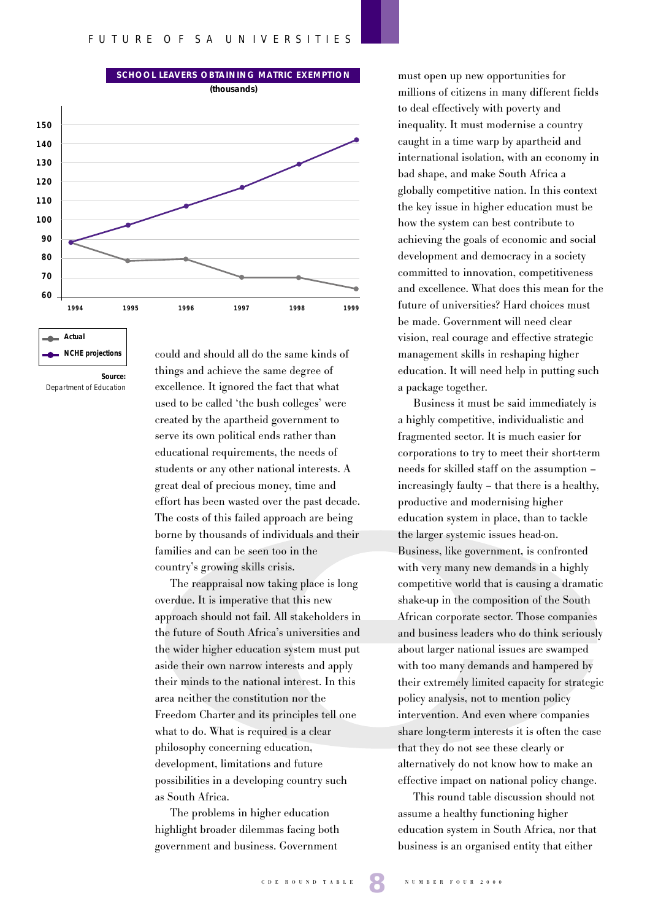**SCHOOL LEAVERS OBTAINING MATRIC EXEMPTION**

**(thousands)**

| Year | Actual | NCHE projections |
|---|---|---|
| 1994 | 88 | 88 |
| 1995 | 78 | 97 |
| 1996 | 79 | 107 |
| 1997 | 70 | 117 |
| 1998 | 70 | 129 |
| 1999 | 64 | 142 |

**Source:** Department of Education

could and should all do the same kinds of things and achieve the same degree of excellence. It ignored the fact that what used to be called 'the bush colleges' were created by the apartheid government to serve its own political ends rather than educational requirements, the needs of students or any other national interests. A great deal of precious money, time and effort has been wasted over the past decade. The costs of this failed approach are being borne by thousands of individuals and their families and can be seen too in the country's growing skills crisis.

The reappraisal now taking place is long overdue. It is imperative that this new approach should not fail. All stakeholders in the future of South Africa's universities and the wider higher education system must put aside their own narrow interests and apply their minds to the national interest. In this area neither the constitution nor the Freedom Charter and its principles tell one what to do. What is required is a clear philosophy concerning education, development, limitations and future possibilities in a developing country such as South Africa.

The problems in higher education highlight broader dilemmas facing both government and business. Government must open up new opportunities for millions of citizens in many different fields to deal effectively with poverty and inequality. It must modernise a country caught in a time warp by apartheid and international isolation, with an economy in bad shape, and make South Africa a globally competitive nation. In this context the key issue in higher education must be how the system can best contribute to achieving the goals of economic and social development and democracy in a society committed to innovation, competitiveness and excellence. What does this mean for the future of universities? Hard choices must be made. Government will need clear vision, real courage and effective strategic management skills in reshaping higher education. It will need help in putting such a package together.

Business it must be said immediately is a highly competitive, individualistic and fragmented sector. It is much easier for corporations to try to meet their short-term needs for skilled staff on the assumption – increasingly faulty – that there is a healthy, productive and modernising higher education system in place, than to tackle the larger systemic issues head-on. Business, like government, is confronted with very many new demands in a highly competitive world that is causing a dramatic shake-up in the composition of the South African corporate sector. Those companies and business leaders who do think seriously about larger national issues are swamped with too many demands and hampered by their extremely limited capacity for strategic policy analysis, not to mention policy intervention. And even where companies share long-term interests it is often the case that they do not see these clearly or alternatively do not know how to make an effective impact on national policy change.

This round table discussion should not assume a healthy functioning higher education system in South Africa, nor that business is an organised entity that either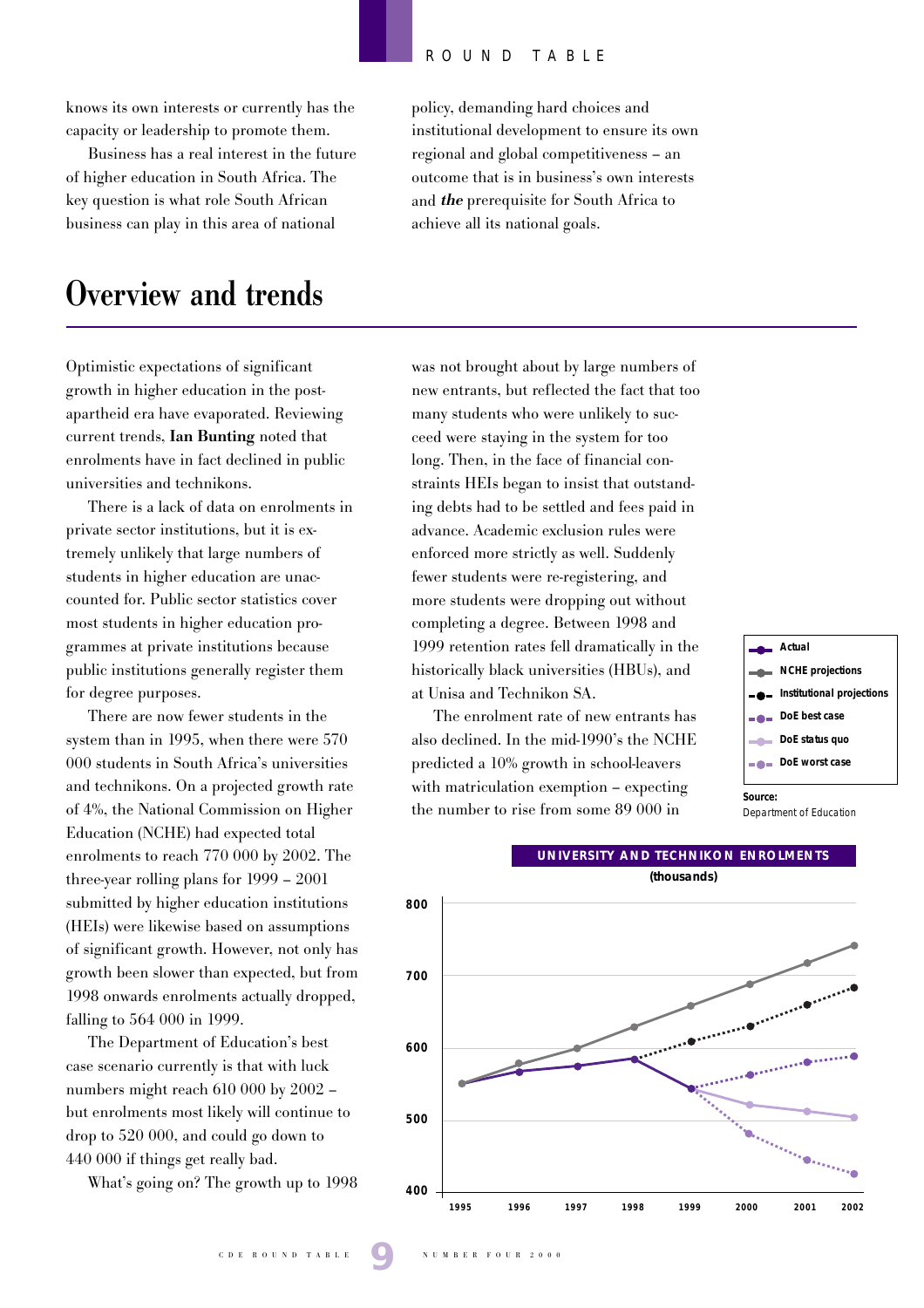knows its own interests or currently has the capacity or leadership to promote them.

Business has a real interest in the future of higher education in South Africa. The key question is what role South African business can play in this area of national policy, demanding hard choices and institutional development to ensure its own regional and global competitiveness – an outcome that is in business's own interests and ***the*** prerequisite for South Africa to achieve all its national goals.

# Overview and trends

Optimistic expectations of significant growth in higher education in the post-apartheid era have evaporated. Reviewing current trends, **Ian Bunting** noted that enrolments have in fact declined in public universities and technikons.

There is a lack of data on enrolments in private sector institutions, but it is extremely unlikely that large numbers of students in higher education are unaccounted for. Public sector statistics cover most students in higher education programmes at private institutions because public institutions generally register them for degree purposes.

There are now fewer students in the system than in 1995, when there were 570 000 students in South Africa's universities and technikons. On a projected growth rate of 4%, the National Commission on Higher Education (NCHE) had expected total enrolments to reach 770 000 by 2002. The three-year rolling plans for 1999 – 2001 submitted by higher education institutions (HEIs) were likewise based on assumptions of significant growth. However, not only has growth been slower than expected, but from 1998 onwards enrolments actually dropped, falling to 564 000 in 1999.

The Department of Education's best case scenario currently is that with luck numbers might reach 610 000 by 2002 – but enrolments most likely will continue to drop to 520 000, and could go down to 440 000 if things get really bad.

What's going on? The growth up to 1998 was not brought about by large numbers of new entrants, but reflected the fact that too many students who were unlikely to succeed were staying in the system for too long. Then, in the face of financial constraints HEIs began to insist that outstanding debts had to be settled and fees paid in advance. Academic exclusion rules were enforced more strictly as well. Suddenly fewer students were re-registering, and more students were dropping out without completing a degree. Between 1998 and 1999 retention rates fell dramatically in the historically black universities (HBUs), and at Unisa and Technikon SA.

The enrolment rate of new entrants has also declined. In the mid-1990's the NCHE predicted a 10% growth in school-leavers with matriculation exemption – expecting the number to rise from some 89 000 in

**UNIVERSITY AND TECHNIKON ENROLMENTS**
**(thousands)**

Legend: Actual; NCHE projections; Institutional projections; DoE best case; DoE status quo; DoE worst case

Source: Department of Education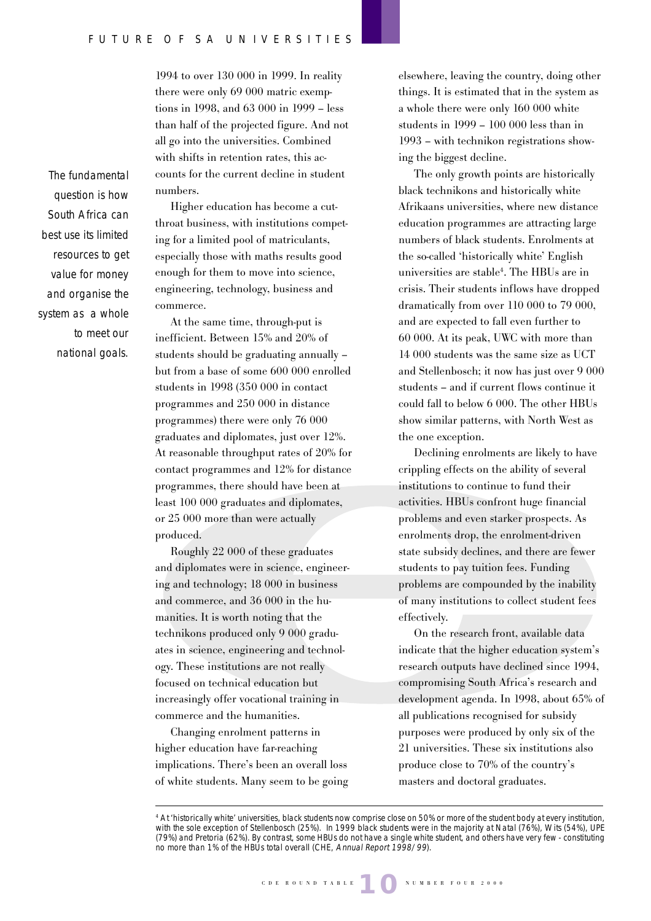1994 to over 130 000 in 1999. In reality there were only 69 000 matric exemptions in 1998, and 63 000 in 1999 – less than half of the projected figure. And not all go into the universities. Combined with shifts in retention rates, this accounts for the current decline in student numbers.

*The fundamental question is how South Africa can best use its limited resources to get value for money and organise the system as a whole to meet our national goals.*

Higher education has become a cut-throat business, with institutions competing for a limited pool of matriculants, especially those with maths results good enough for them to move into science, engineering, technology, business and commerce.

At the same time, through-put is inefficient. Between 15% and 20% of students should be graduating annually – but from a base of some 600 000 enrolled students in 1998 (350 000 in contact programmes and 250 000 in distance programmes) there were only 76 000 graduates and diplomates, just over 12%. At reasonable throughput rates of 20% for contact programmes and 12% for distance programmes, there should have been at least 100 000 graduates and diplomates, or 25 000 more than were actually produced.

Roughly 22 000 of these graduates and diplomates were in science, engineering and technology; 18 000 in business and commerce, and 36 000 in the humanities. It is worth noting that the technikons produced only 9 000 graduates in science, engineering and technology. These institutions are not really focused on technical education but increasingly offer vocational training in commerce and the humanities.

Changing enrolment patterns in higher education have far-reaching implications. There's been an overall loss of white students. Many seem to be going elsewhere, leaving the country, doing other things. It is estimated that in the system as a whole there were only 160 000 white students in 1999 – 100 000 less than in 1993 – with technikon registrations showing the biggest decline.

The only growth points are historically black technikons and historically white Afrikaans universities, where new distance education programmes are attracting large numbers of black students. Enrolments at the so-called 'historically white' English universities are stable[4]. The HBUs are in crisis. Their students inflows have dropped dramatically from over 110 000 to 79 000, and are expected to fall even further to 60 000. At its peak, UWC with more than 14 000 students was the same size as UCT and Stellenbosch; it now has just over 9 000 students – and if current flows continue it could fall to below 6 000. The other HBUs show similar patterns, with North West as the one exception.

Declining enrolments are likely to have crippling effects on the ability of several institutions to continue to fund their activities. HBUs confront huge financial problems and even starker prospects. As enrolments drop, the enrolment-driven state subsidy declines, and there are fewer students to pay tuition fees. Funding problems are compounded by the inability of many institutions to collect student fees effectively.

On the research front, available data indicate that the higher education system's research outputs have declined since 1994, compromising South Africa's research and development agenda. In 1998, about 65% of all publications recognised for subsidy purposes were produced by only six of the 21 universities. These six institutions also produce close to 70% of the country's masters and doctoral graduates.

---

[4] At 'historically white' universities, black students now comprise close on 50% or more of the student body at every institution, with the sole exception of Stellenbosch (25%). In 1999 black students were in the majority at Natal (76%), Wits (54%), UPE (79%) and Pretoria (62%). By contrast, some HBUs do not have a single white student, and others have very few - constituting no more than 1% of the HBUs total overall (CHE, *Annual Report 1998/99*).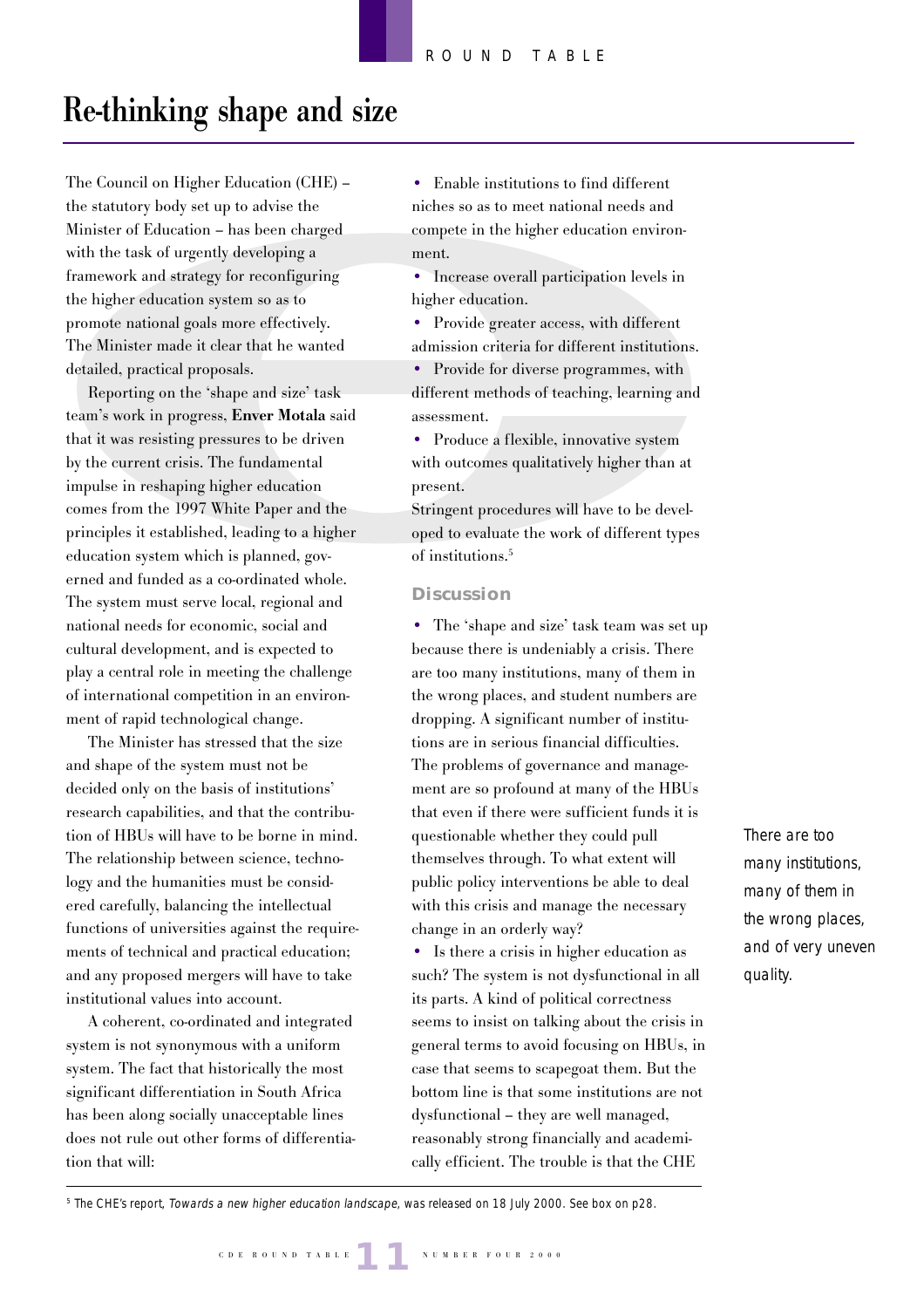# Re-thinking shape and size

The Council on Higher Education (CHE) – the statutory body set up to advise the Minister of Education – has been charged with the task of urgently developing a framework and strategy for reconfiguring the higher education system so as to promote national goals more effectively. The Minister made it clear that he wanted detailed, practical proposals.

Reporting on the 'shape and size' task team's work in progress, **Enver Motala** said that it was resisting pressures to be driven by the current crisis. The fundamental impulse in reshaping higher education comes from the 1997 White Paper and the principles it established, leading to a higher education system which is planned, governed and funded as a co-ordinated whole. The system must serve local, regional and national needs for economic, social and cultural development, and is expected to play a central role in meeting the challenge of international competition in an environment of rapid technological change.

The Minister has stressed that the size and shape of the system must not be decided only on the basis of institutions' research capabilities, and that the contribution of HBUs will have to be borne in mind. The relationship between science, technology and the humanities must be considered carefully, balancing the intellectual functions of universities against the requirements of technical and practical education; and any proposed mergers will have to take institutional values into account.

A coherent, co-ordinated and integrated system is not synonymous with a uniform system. The fact that historically the most significant differentiation in South Africa has been along socially unacceptable lines does not rule out other forms of differentiation that will:

- Enable institutions to find different niches so as to meet national needs and compete in the higher education environment.
- Increase overall participation levels in higher education.
- Provide greater access, with different admission criteria for different institutions.
- Provide for diverse programmes, with different methods of teaching, learning and assessment.
- Produce a flexible, innovative system with outcomes qualitatively higher than at present.

Stringent procedures will have to be developed to evaluate the work of different types of institutions.[5]

### Discussion

- The 'shape and size' task team was set up because there is undeniably a crisis. There are too many institutions, many of them in the wrong places, and student numbers are dropping. A significant number of institutions are in serious financial difficulties. The problems of governance and management are so profound at many of the HBUs that even if there were sufficient funds it is questionable whether they could pull themselves through. To what extent will public policy interventions be able to deal with this crisis and manage the necessary change in an orderly way?
- Is there a crisis in higher education as such? The system is not dysfunctional in all its parts. A kind of political correctness seems to insist on talking about the crisis in general terms to avoid focusing on HBUs, in case that seems to scapegoat them. But the bottom line is that some institutions are not dysfunctional – they are well managed, reasonably strong financially and academically efficient. The trouble is that the CHE

*There are too many institutions, many of them in the wrong places, and of very uneven quality.*

[5] The CHE's report, *Towards a new higher education landscape*, was released on 18 July 2000. See box on p28.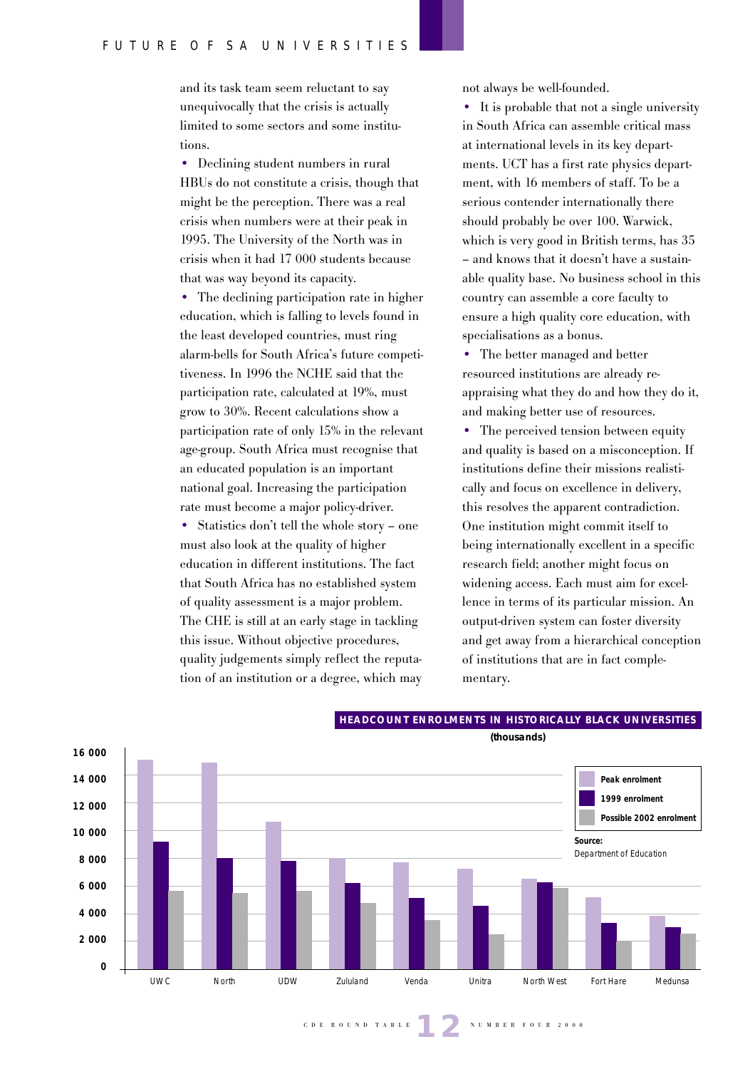and its task team seem reluctant to say unequivocally that the crisis is actually limited to some sectors and some institutions.

- Declining student numbers in rural HBUs do not constitute a crisis, though that might be the perception. There was a real crisis when numbers were at their peak in 1995. The University of the North was in crisis when it had 17 000 students because that was way beyond its capacity.
- The declining participation rate in higher education, which is falling to levels found in the least developed countries, must ring alarm-bells for South Africa's future competitiveness. In 1996 the NCHE said that the participation rate, calculated at 19%, must grow to 30%. Recent calculations show a participation rate of only 15% in the relevant age-group. South Africa must recognise that an educated population is an important national goal. Increasing the participation rate must become a major policy-driver.
- Statistics don't tell the whole story – one must also look at the quality of higher education in different institutions. The fact that South Africa has no established system of quality assessment is a major problem. The CHE is still at an early stage in tackling this issue. Without objective procedures, quality judgements simply reflect the reputation of an institution or a degree, which may not always be well-founded.
- It is probable that not a single university in South Africa can assemble critical mass at international levels in its key departments. UCT has a first rate physics department, with 16 members of staff. To be a serious contender internationally there should probably be over 100. Warwick, which is very good in British terms, has 35 – and knows that it doesn't have a sustainable quality base. No business school in this country can assemble a core faculty to ensure a high quality core education, with specialisations as a bonus.
- The better managed and better resourced institutions are already re-appraising what they do and how they do it, and making better use of resources.
- The perceived tension between equity and quality is based on a misconception. If institutions define their missions realistically and focus on excellence in delivery, this resolves the apparent contradiction. One institution might commit itself to being internationally excellent in a specific research field; another might focus on widening access. Each must aim for excellence in terms of its particular mission. An output-driven system can foster diversity and get away from a hierarchical conception of institutions that are in fact complementary.

**HEADCOUNT ENROLMENTS IN HISTORICALLY BLACK UNIVERSITIES**
**(thousands)**

| Institution | Peak enrolment | 1999 enrolment | Possible 2002 enrolment |
|---|---|---|---|
| UWC | ~15 300 | ~9 200 | ~5 700 |
| North | ~15 100 | ~8 000 | ~5 500 |
| UDW | ~10 700 | ~7 800 | ~5 700 |
| Zululand | ~8 000 | ~6 200 | ~4 800 |
| Venda | ~7 700 | ~5 200 | ~3 600 |
| Unitra | ~7 300 | ~4 600 | ~2 500 |
| North West | ~6 500 | ~6 300 | ~5 900 |
| Fort Hare | ~5 200 | ~3 300 | ~2 000 |
| Medunsa | ~3 800 | ~3 000 | ~2 600 |

Source: Department of Education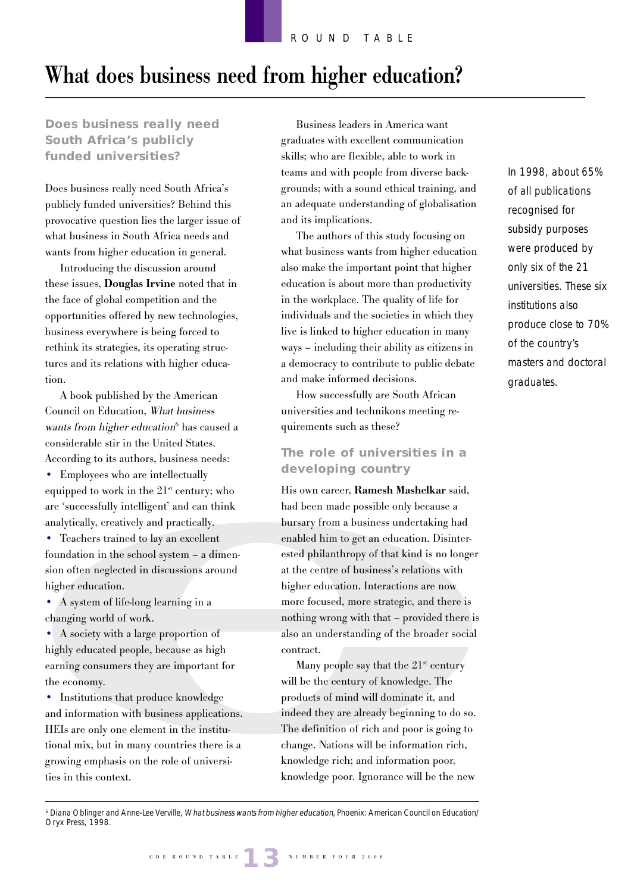# What does business need from higher education?

### Does business really need South Africa's publicly funded universities?

Does business really need South Africa's publicly funded universities? Behind this provocative question lies the larger issue of what business in South Africa needs and wants from higher education in general.

Introducing the discussion around these issues, **Douglas Irvine** noted that in the face of global competition and the opportunities offered by new technologies, business everywhere is being forced to rethink its strategies, its operating structures and its relations with higher education.

A book published by the American Council on Education, *What business wants from higher education*[6] has caused a considerable stir in the United States. According to its authors, business needs:

- Employees who are intellectually equipped to work in the 21st century; who are 'successfully intelligent' and can think analytically, creatively and practically.
- Teachers trained to lay an excellent foundation in the school system – a dimension often neglected in discussions around higher education.
- A system of life-long learning in a changing world of work.
- A society with a large proportion of highly educated people, because as high earning consumers they are important for the economy.
- Institutions that produce knowledge and information with business applications.

HEIs are only one element in the institutional mix, but in many countries there is a growing emphasis on the role of universities in this context.

Business leaders in America want graduates with excellent communication skills; who are flexible, able to work in teams and with people from diverse backgrounds; with a sound ethical training, and an adequate understanding of globalisation and its implications.

The authors of this study focusing on what business wants from higher education also make the important point that higher education is about more than productivity in the workplace. The quality of life for individuals and the societies in which they live is linked to higher education in many ways – including their ability as citizens in a democracy to contribute to public debate and make informed decisions.

How successfully are South African universities and technikons meeting requirements such as these?

*In 1998, about 65% of all publications recognised for subsidy purposes were produced by only six of the 21 universities. These six institutions also produce close to 70% of the country's masters and doctoral graduates.*

### The role of universities in a developing country

His own career, **Ramesh Mashelkar** said, had been made possible only because a bursary from a business undertaking had enabled him to get an education. Disinterested philanthropy of that kind is no longer at the centre of business's relations with higher education. Interactions are now more focused, more strategic, and there is nothing wrong with that – provided there is also an understanding of the broader social contract.

Many people say that the 21st century will be the century of knowledge. The products of mind will dominate it, and indeed they are already beginning to do so. The definition of rich and poor is going to change. Nations will be information rich, knowledge rich; and information poor, knowledge poor. Ignorance will be the new

---

[6] Diana Oblinger and Anne-Lee Verville, *What business wants from higher education*, Phoenix: American Council on Education/Oryx Press, 1998.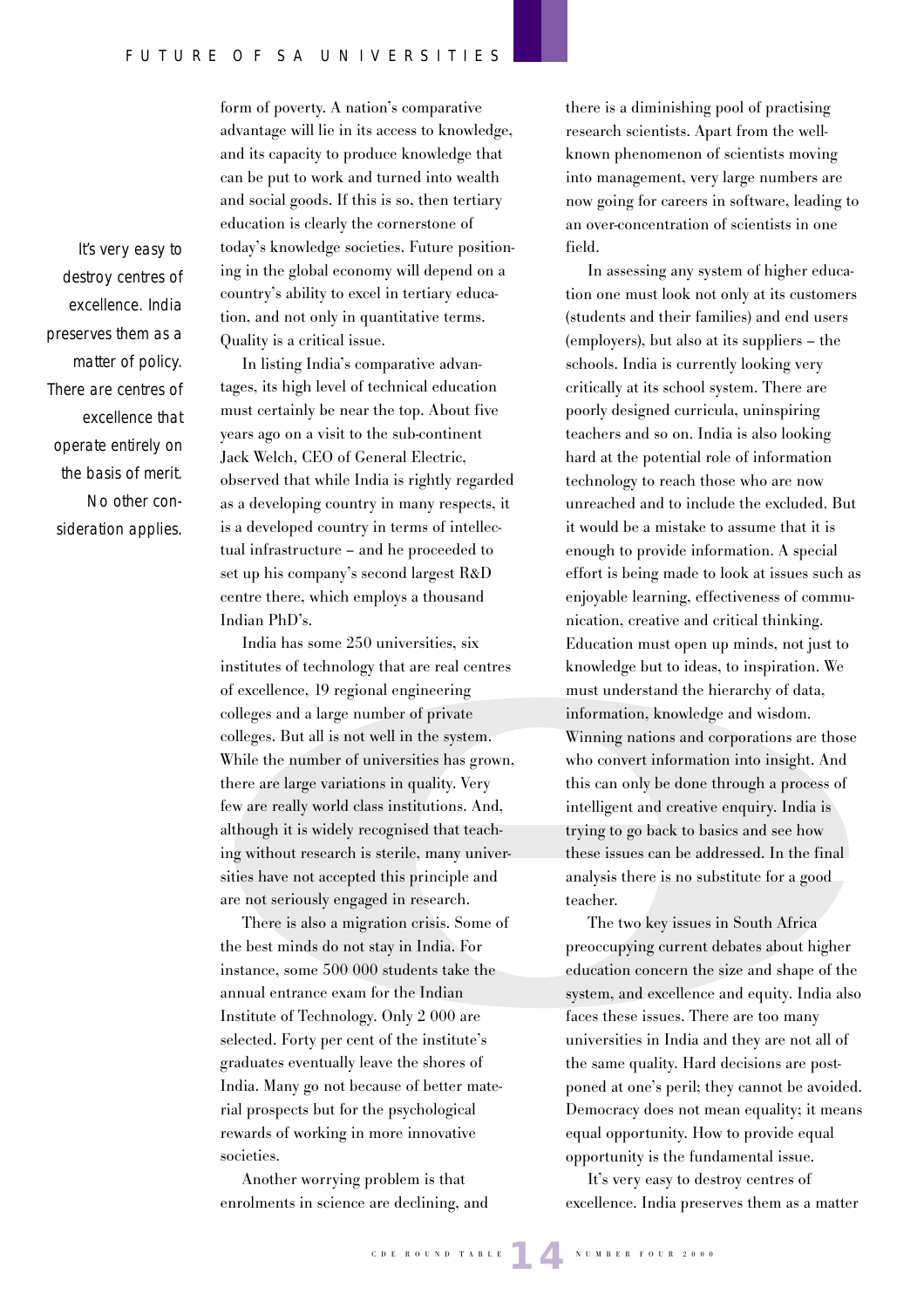form of poverty. A nation's comparative advantage will lie in its access to knowledge, and its capacity to produce knowledge that can be put to work and turned into wealth and social goods. If this is so, then tertiary education is clearly the cornerstone of today's knowledge societies. Future positioning in the global economy will depend on a country's ability to excel in tertiary education, and not only in quantitative terms. Quality is a critical issue.

*It's very easy to destroy centres of excellence. India preserves them as a matter of policy. There are centres of excellence that operate entirely on the basis of merit. No other consideration applies.*

In listing India's comparative advantages, its high level of technical education must certainly be near the top. About five years ago on a visit to the sub-continent Jack Welch, CEO of General Electric, observed that while India is rightly regarded as a developing country in many respects, it is a developed country in terms of intellectual infrastructure – and he proceeded to set up his company's second largest R&D centre there, which employs a thousand Indian PhD's.

India has some 250 universities, six institutes of technology that are real centres of excellence, 19 regional engineering colleges and a large number of private colleges. But all is not well in the system. While the number of universities has grown, there are large variations in quality. Very few are really world class institutions. And, although it is widely recognised that teaching without research is sterile, many universities have not accepted this principle and are not seriously engaged in research.

There is also a migration crisis. Some of the best minds do not stay in India. For instance, some 500 000 students take the annual entrance exam for the Indian Institute of Technology. Only 2 000 are selected. Forty per cent of the institute's graduates eventually leave the shores of India. Many go not because of better material prospects but for the psychological rewards of working in more innovative societies.

Another worrying problem is that enrolments in science are declining, and there is a diminishing pool of practising research scientists. Apart from the well-known phenomenon of scientists moving into management, very large numbers are now going for careers in software, leading to an over-concentration of scientists in one field.

In assessing any system of higher education one must look not only at its customers (students and their families) and end users (employers), but also at its suppliers – the schools. India is currently looking very critically at its school system. There are poorly designed curricula, uninspiring teachers and so on. India is also looking hard at the potential role of information technology to reach those who are now unreached and to include the excluded. But it would be a mistake to assume that it is enough to provide information. A special effort is being made to look at issues such as enjoyable learning, effectiveness of communication, creative and critical thinking. Education must open up minds, not just to knowledge but to ideas, to inspiration. We must understand the hierarchy of data, information, knowledge and wisdom. Winning nations and corporations are those who convert information into insight. And this can only be done through a process of intelligent and creative enquiry. India is trying to go back to basics and see how these issues can be addressed. In the final analysis there is no substitute for a good teacher.

The two key issues in South Africa preoccupying current debates about higher education concern the size and shape of the system, and excellence and equity. India also faces these issues. There are too many universities in India and they are not all of the same quality. Hard decisions are postponed at one's peril; they cannot be avoided. Democracy does not mean equality; it means equal opportunity. How to provide equal opportunity is the fundamental issue.

It's very easy to destroy centres of excellence. India preserves them as a matter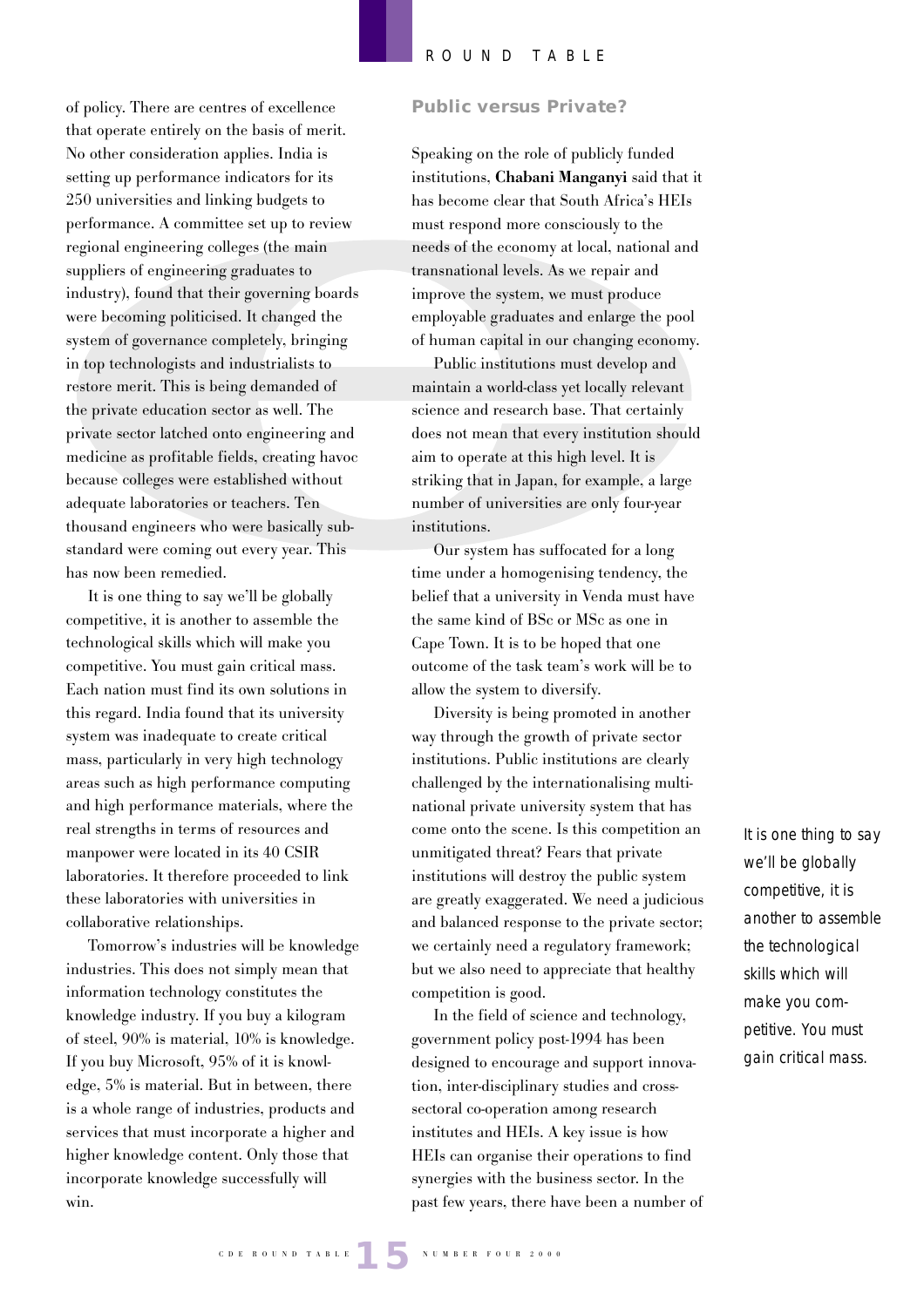of policy. There are centres of excellence that operate entirely on the basis of merit. No other consideration applies. India is setting up performance indicators for its 250 universities and linking budgets to performance. A committee set up to review regional engineering colleges (the main suppliers of engineering graduates to industry), found that their governing boards were becoming politicised. It changed the system of governance completely, bringing in top technologists and industrialists to restore merit. This is being demanded of the private education sector as well. The private sector latched onto engineering and medicine as profitable fields, creating havoc because colleges were established without adequate laboratories or teachers. Ten thousand engineers who were basically substandard were coming out every year. This has now been remedied.

It is one thing to say we'll be globally competitive, it is another to assemble the technological skills which will make you competitive. You must gain critical mass. Each nation must find its own solutions in this regard. India found that its university system was inadequate to create critical mass, particularly in very high technology areas such as high performance computing and high performance materials, where the real strengths in terms of resources and manpower were located in its 40 CSIR laboratories. It therefore proceeded to link these laboratories with universities in collaborative relationships.

Tomorrow's industries will be knowledge industries. This does not simply mean that information technology constitutes the knowledge industry. If you buy a kilogram of steel, 90% is material, 10% is knowledge. If you buy Microsoft, 95% of it is knowledge, 5% is material. But in between, there is a whole range of industries, products and services that must incorporate a higher and higher knowledge content. Only those that incorporate knowledge successfully will win.

## Public versus Private?

Speaking on the role of publicly funded institutions, **Chabani Manganyi** said that it has become clear that South Africa's HEIs must respond more consciously to the needs of the economy at local, national and transnational levels. As we repair and improve the system, we must produce employable graduates and enlarge the pool of human capital in our changing economy.

Public institutions must develop and maintain a world-class yet locally relevant science and research base. That certainly does not mean that every institution should aim to operate at this high level. It is striking that in Japan, for example, a large number of universities are only four-year institutions.

Our system has suffocated for a long time under a homogenising tendency, the belief that a university in Venda must have the same kind of BSc or MSc as one in Cape Town. It is to be hoped that one outcome of the task team's work will be to allow the system to diversify.

Diversity is being promoted in another way through the growth of private sector institutions. Public institutions are clearly challenged by the internationalising multinational private university system that has come onto the scene. Is this competition an unmitigated threat? Fears that private institutions will destroy the public system are greatly exaggerated. We need a judicious and balanced response to the private sector; we certainly need a regulatory framework; but we also need to appreciate that healthy competition is good.

In the field of science and technology, government policy post-1994 has been designed to encourage and support innovation, inter-disciplinary studies and cross-sectoral co-operation among research institutes and HEIs. A key issue is how HEIs can organise their operations to find synergies with the business sector. In the past few years, there have been a number of

*It is one thing to say we'll be globally competitive, it is another to assemble the technological skills which will make you competitive. You must gain critical mass.*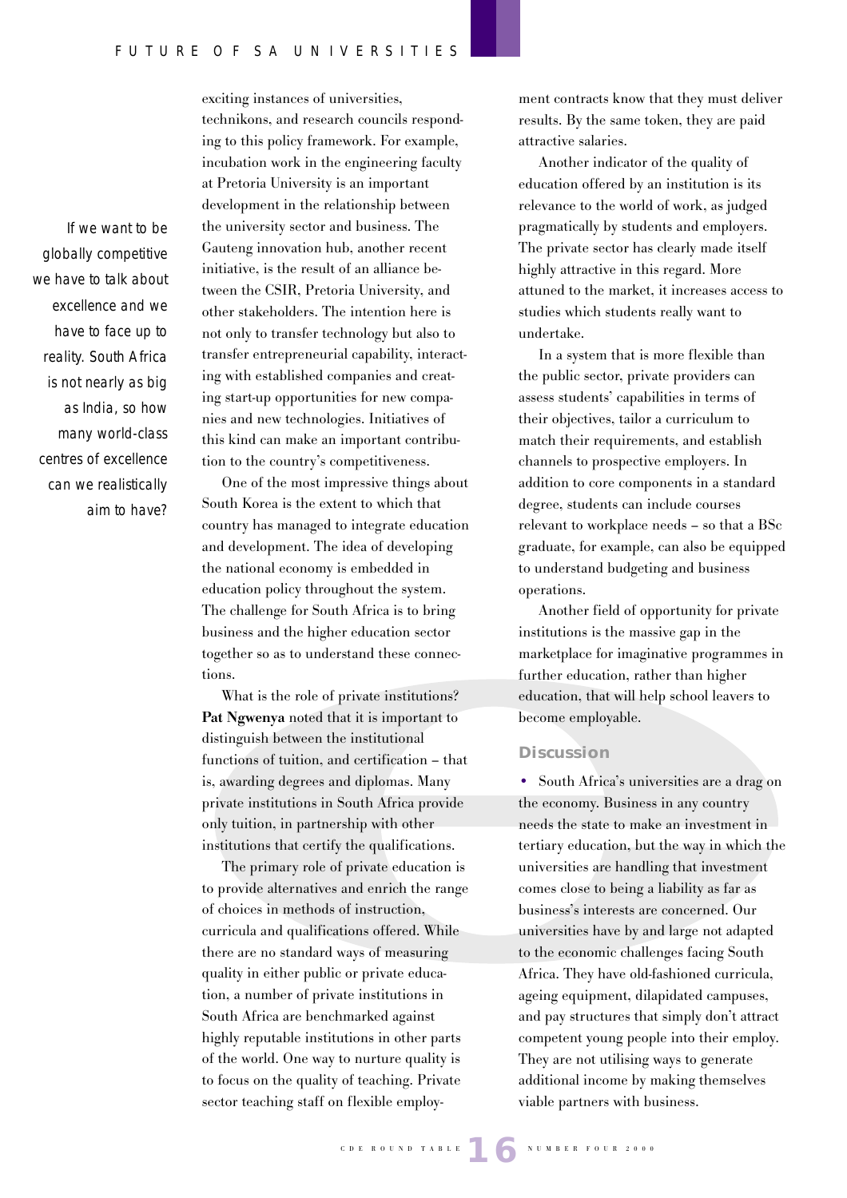*If we want to be globally competitive we have to talk about excellence and we have to face up to reality. South Africa is not nearly as big as India, so how many world-class centres of excellence can we realistically aim to have?*

exciting instances of universities, technikons, and research councils responding to this policy framework. For example, incubation work in the engineering faculty at Pretoria University is an important development in the relationship between the university sector and business. The Gauteng innovation hub, another recent initiative, is the result of an alliance between the CSIR, Pretoria University, and other stakeholders. The intention here is not only to transfer technology but also to transfer entrepreneurial capability, interacting with established companies and creating start-up opportunities for new companies and new technologies. Initiatives of this kind can make an important contribution to the country's competitiveness.

One of the most impressive things about South Korea is the extent to which that country has managed to integrate education and development. The idea of developing the national economy is embedded in education policy throughout the system. The challenge for South Africa is to bring business and the higher education sector together so as to understand these connections.

What is the role of private institutions? **Pat Ngwenya** noted that it is important to distinguish between the institutional functions of tuition, and certification – that is, awarding degrees and diplomas. Many private institutions in South Africa provide only tuition, in partnership with other institutions that certify the qualifications.

The primary role of private education is to provide alternatives and enrich the range of choices in methods of instruction, curricula and qualifications offered. While there are no standard ways of measuring quality in either public or private education, a number of private institutions in South Africa are benchmarked against highly reputable institutions in other parts of the world. One way to nurture quality is to focus on the quality of teaching. Private sector teaching staff on flexible employment contracts know that they must deliver results. By the same token, they are paid attractive salaries.

Another indicator of the quality of education offered by an institution is its relevance to the world of work, as judged pragmatically by students and employers. The private sector has clearly made itself highly attractive in this regard. More attuned to the market, it increases access to studies which students really want to undertake.

In a system that is more flexible than the public sector, private providers can assess students' capabilities in terms of their objectives, tailor a curriculum to match their requirements, and establish channels to prospective employers. In addition to core components in a standard degree, students can include courses relevant to workplace needs – so that a BSc graduate, for example, can also be equipped to understand budgeting and business operations.

Another field of opportunity for private institutions is the massive gap in the marketplace for imaginative programmes in further education, rather than higher education, that will help school leavers to become employable.

### Discussion

- South Africa's universities are a drag on the economy. Business in any country needs the state to make an investment in tertiary education, but the way in which the universities are handling that investment comes close to being a liability as far as business's interests are concerned. Our universities have by and large not adapted to the economic challenges facing South Africa. They have old-fashioned curricula, ageing equipment, dilapidated campuses, and pay structures that simply don't attract competent young people into their employ. They are not utilising ways to generate additional income by making themselves viable partners with business.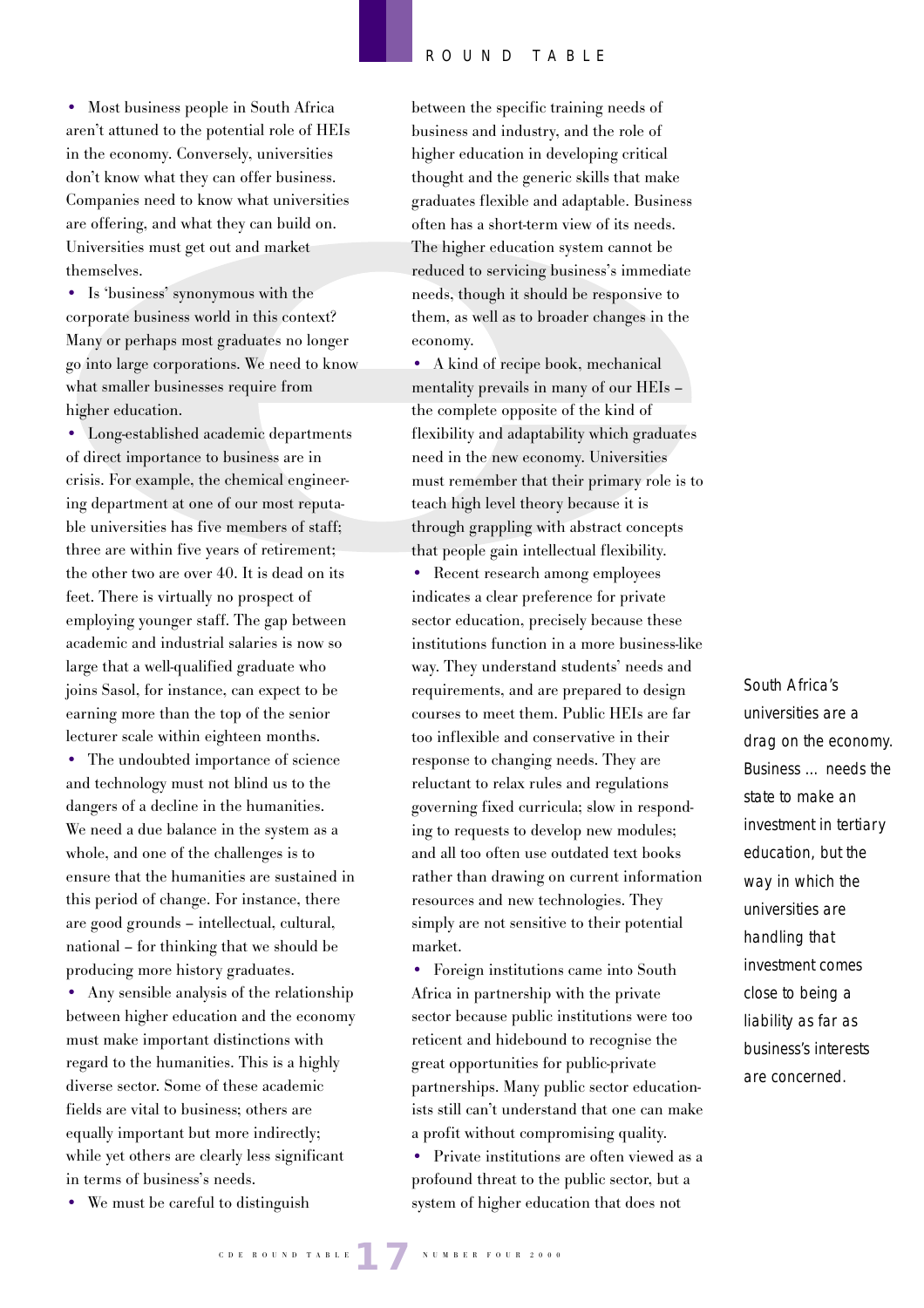- Most business people in South Africa aren't attuned to the potential role of HEIs in the economy. Conversely, universities don't know what they can offer business. Companies need to know what universities are offering, and what they can build on. Universities must get out and market themselves.
- Is 'business' synonymous with the corporate business world in this context? Many or perhaps most graduates no longer go into large corporations. We need to know what smaller businesses require from higher education.
- Long-established academic departments of direct importance to business are in crisis. For example, the chemical engineering department at one of our most reputable universities has five members of staff; three are within five years of retirement; the other two are over 40. It is dead on its feet. There is virtually no prospect of employing younger staff. The gap between academic and industrial salaries is now so large that a well-qualified graduate who joins Sasol, for instance, can expect to be earning more than the top of the senior lecturer scale within eighteen months.
- The undoubted importance of science and technology must not blind us to the dangers of a decline in the humanities. We need a due balance in the system as a whole, and one of the challenges is to ensure that the humanities are sustained in this period of change. For instance, there are good grounds – intellectual, cultural, national – for thinking that we should be producing more history graduates.
- Any sensible analysis of the relationship between higher education and the economy must make important distinctions with regard to the humanities. This is a highly diverse sector. Some of these academic fields are vital to business; others are equally important but more indirectly; while yet others are clearly less significant in terms of business's needs.
- We must be careful to distinguish between the specific training needs of business and industry, and the role of higher education in developing critical thought and the generic skills that make graduates flexible and adaptable. Business often has a short-term view of its needs. The higher education system cannot be reduced to servicing business's immediate needs, though it should be responsive to them, as well as to broader changes in the economy.
- A kind of recipe book, mechanical mentality prevails in many of our HEIs – the complete opposite of the kind of flexibility and adaptability which graduates need in the new economy. Universities must remember that their primary role is to teach high level theory because it is through grappling with abstract concepts that people gain intellectual flexibility.
- Recent research among employees indicates a clear preference for private sector education, precisely because these institutions function in a more business-like way. They understand students' needs and requirements, and are prepared to design courses to meet them. Public HEIs are far too inflexible and conservative in their response to changing needs. They are reluctant to relax rules and regulations governing fixed curricula; slow in responding to requests to develop new modules; and all too often use outdated text books rather than drawing on current information resources and new technologies. They simply are not sensitive to their potential market.
- Foreign institutions came into South Africa in partnership with the private sector because public institutions were too reticent and hidebound to recognise the great opportunities for public-private partnerships. Many public sector educationists still can't understand that one can make a profit without compromising quality.
- Private institutions are often viewed as a profound threat to the public sector, but a system of higher education that does not

*South Africa's universities are a drag on the economy. Business ... needs the state to make an investment in tertiary education, but the way in which the universities are handling that investment comes close to being a liability as far as business's interests are concerned.*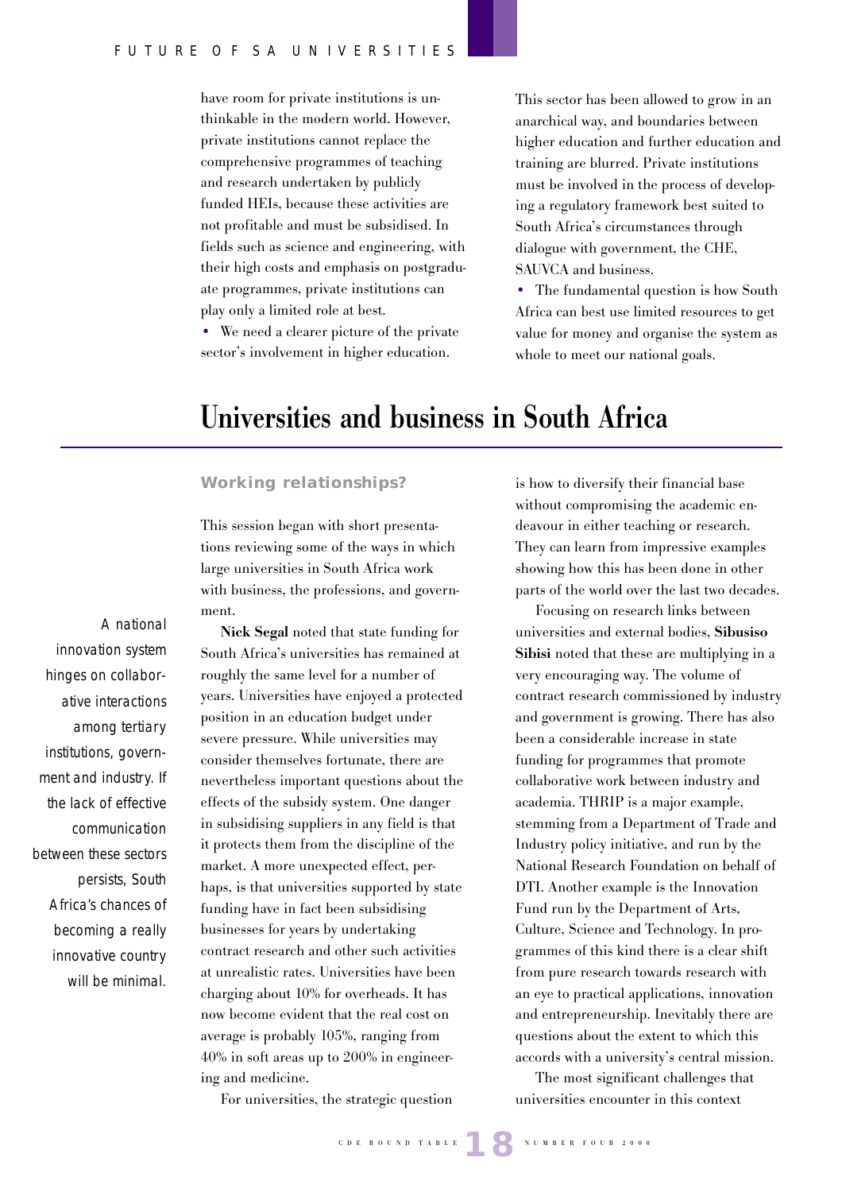have room for private institutions is unthinkable in the modern world. However, private institutions cannot replace the comprehensive programmes of teaching and research undertaken by publicly funded HEIs, because these activities are not profitable and must be subsidised. In fields such as science and engineering, with their high costs and emphasis on postgraduate programmes, private institutions can play only a limited role at best.

- We need a clearer picture of the private sector's involvement in higher education. This sector has been allowed to grow in an anarchical way, and boundaries between higher education and further education and training are blurred. Private institutions must be involved in the process of developing a regulatory framework best suited to South Africa's circumstances through dialogue with government, the CHE, SAUVCA and business.
- The fundamental question is how South Africa can best use limited resources to get value for money and organise the system as whole to meet our national goals.

# Universities and business in South Africa

## Working relationships?

This session began with short presentations reviewing some of the ways in which large universities in South Africa work with business, the professions, and government.

**Nick Segal** noted that state funding for South Africa's universities has remained at roughly the same level for a number of years. Universities have enjoyed a protected position in an education budget under severe pressure. While universities may consider themselves fortunate, there are nevertheless important questions about the effects of the subsidy system. One danger in subsidising suppliers in any field is that it protects them from the discipline of the market. A more unexpected effect, perhaps, is that universities supported by state funding have in fact been subsidising businesses for years by undertaking contract research and other such activities at unrealistic rates. Universities have been charging about 10% for overheads. It has now become evident that the real cost on average is probably 105%, ranging from 40% in soft areas up to 200% in engineering and medicine.

*A national innovation system hinges on collaborative interactions among tertiary institutions, government and industry. If the lack of effective communication between these sectors persists, South Africa's chances of becoming a really innovative country will be minimal.*

For universities, the strategic question is how to diversify their financial base without compromising the academic endeavour in either teaching or research. They can learn from impressive examples showing how this has been done in other parts of the world over the last two decades.

Focusing on research links between universities and external bodies, **Sibusiso Sibisi** noted that these are multiplying in a very encouraging way. The volume of contract research commissioned by industry and government is growing. There has also been a considerable increase in state funding for programmes that promote collaborative work between industry and academia. THRIP is a major example, stemming from a Department of Trade and Industry policy initiative, and run by the National Research Foundation on behalf of DTI. Another example is the Innovation Fund run by the Department of Arts, Culture, Science and Technology. In programmes of this kind there is a clear shift from pure research towards research with an eye to practical applications, innovation and entrepreneurship. Inevitably there are questions about the extent to which this accords with a university's central mission.

The most significant challenges that universities encounter in this context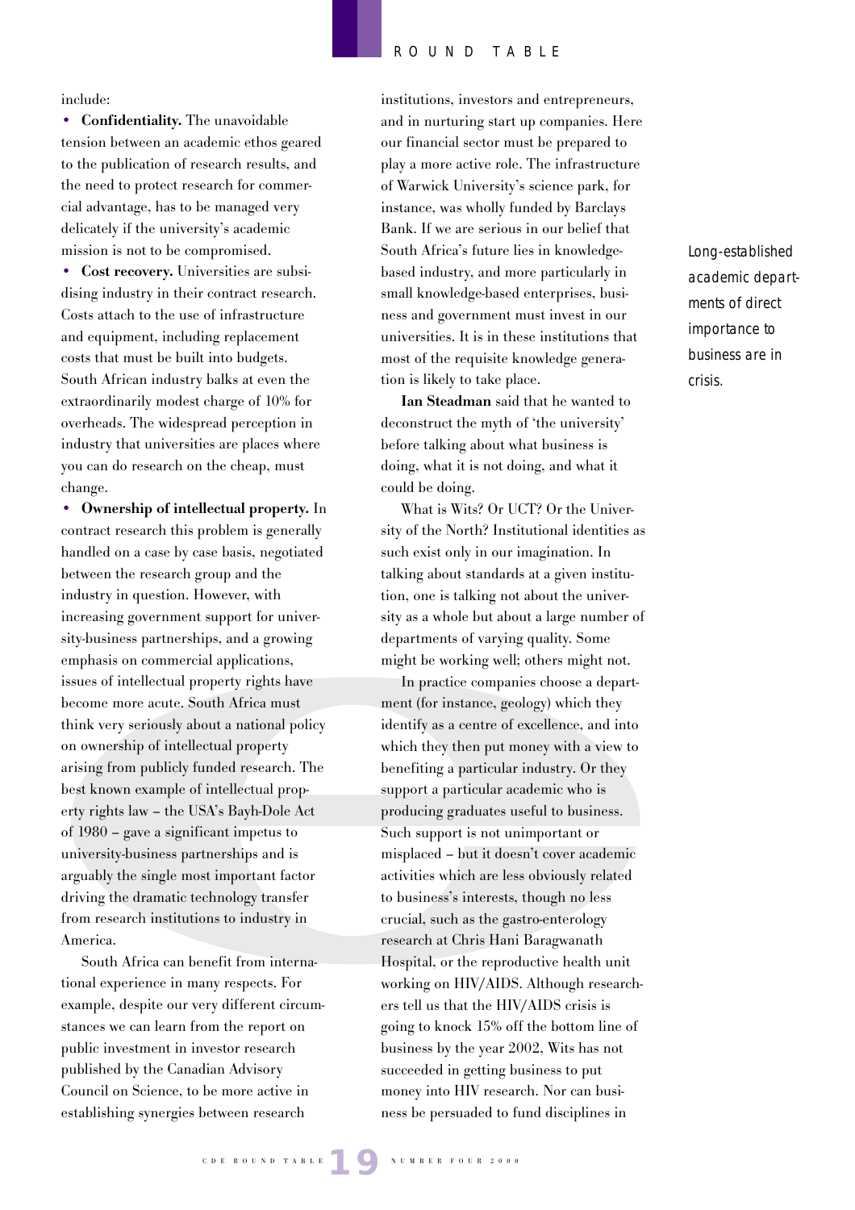include:

- **Confidentiality.** The unavoidable tension between an academic ethos geared to the publication of research results, and the need to protect research for commercial advantage, has to be managed very delicately if the university's academic mission is not to be compromised.
- **Cost recovery.** Universities are subsidising industry in their contract research. Costs attach to the use of infrastructure and equipment, including replacement costs that must be built into budgets. South African industry balks at even the extraordinarily modest charge of 10% for overheads. The widespread perception in industry that universities are places where you can do research on the cheap, must change.
- **Ownership of intellectual property.** In contract research this problem is generally handled on a case by case basis, negotiated between the research group and the industry in question. However, with increasing government support for university-business partnerships, and a growing emphasis on commercial applications, issues of intellectual property rights have become more acute. South Africa must think very seriously about a national policy on ownership of intellectual property arising from publicly funded research. The best known example of intellectual property rights law – the USA's Bayh-Dole Act of 1980 – gave a significant impetus to university-business partnerships and is arguably the single most important factor driving the dramatic technology transfer from research institutions to industry in America.

South Africa can benefit from international experience in many respects. For example, despite our very different circumstances we can learn from the report on public investment in investor research published by the Canadian Advisory Council on Science, to be more active in establishing synergies between research institutions, investors and entrepreneurs, and in nurturing start up companies. Here our financial sector must be prepared to play a more active role. The infrastructure of Warwick University's science park, for instance, was wholly funded by Barclays Bank. If we are serious in our belief that South Africa's future lies in knowledge-based industry, and more particularly in small knowledge-based enterprises, business and government must invest in our universities. It is in these institutions that most of the requisite knowledge generation is likely to take place.

*Long-established academic departments of direct importance to business are in crisis.*

**Ian Steadman** said that he wanted to deconstruct the myth of 'the university' before talking about what business is doing, what it is not doing, and what it could be doing.

What is Wits? Or UCT? Or the University of the North? Institutional identities as such exist only in our imagination. In talking about standards at a given institution, one is talking not about the university as a whole but about a large number of departments of varying quality. Some might be working well; others might not.

In practice companies choose a department (for instance, geology) which they identify as a centre of excellence, and into which they then put money with a view to benefiting a particular industry. Or they support a particular academic who is producing graduates useful to business. Such support is not unimportant or misplaced – but it doesn't cover academic activities which are less obviously related to business's interests, though no less crucial, such as the gastro-enterology research at Chris Hani Baragwanath Hospital, or the reproductive health unit working on HIV/AIDS. Although researchers tell us that the HIV/AIDS crisis is going to knock 15% off the bottom line of business by the year 2002, Wits has not succeeded in getting business to put money into HIV research. Nor can business be persuaded to fund disciplines in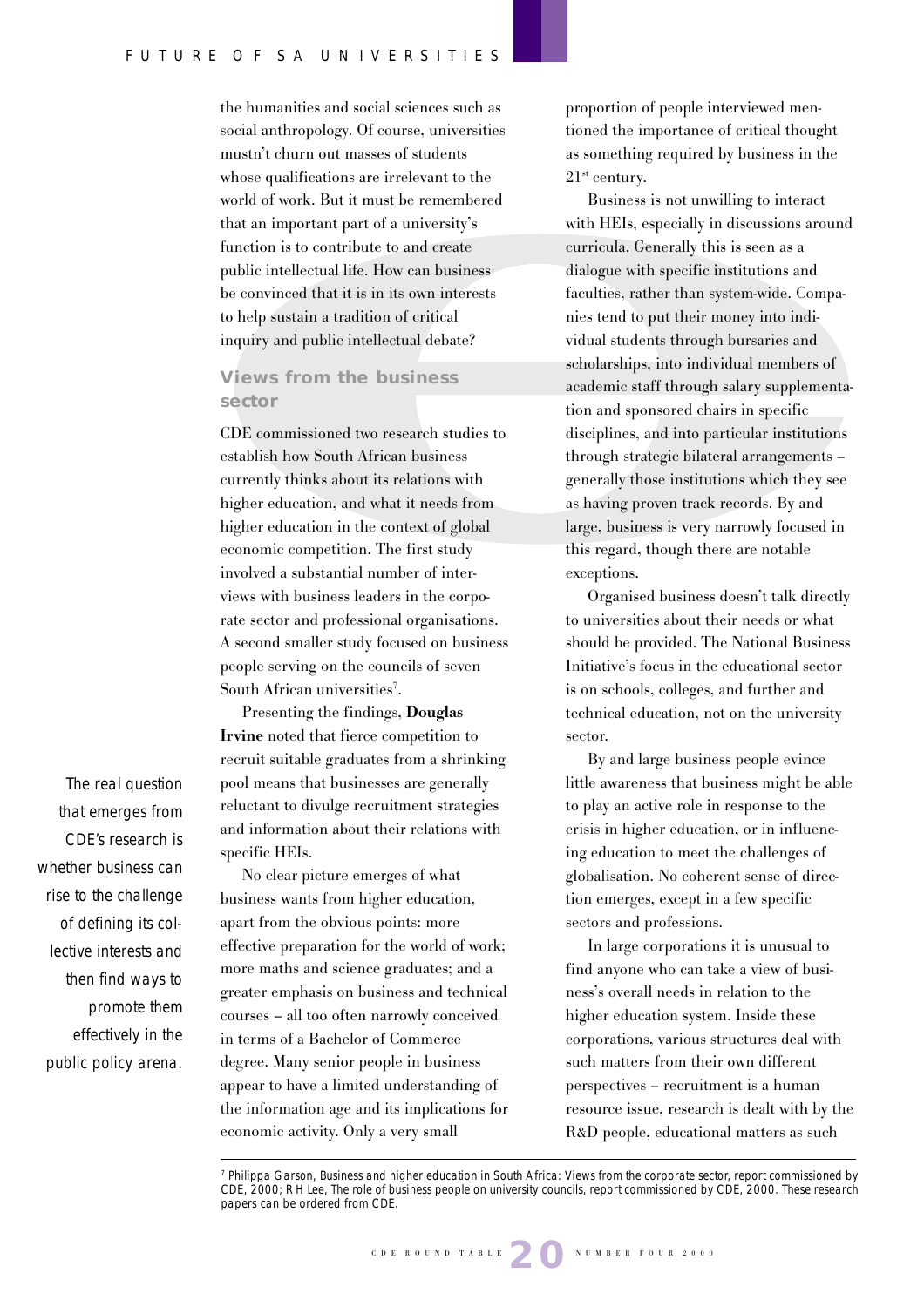the humanities and social sciences such as social anthropology. Of course, universities mustn't churn out masses of students whose qualifications are irrelevant to the world of work. But it must be remembered that an important part of a university's function is to contribute to and create public intellectual life. How can business be convinced that it is in its own interests to help sustain a tradition of critical inquiry and public intellectual debate?

## Views from the business sector

CDE commissioned two research studies to establish how South African business currently thinks about its relations with higher education, and what it needs from higher education in the context of global economic competition. The first study involved a substantial number of interviews with business leaders in the corporate sector and professional organisations. A second smaller study focused on business people serving on the councils of seven South African universities[7].

Presenting the findings, **Douglas Irvine** noted that fierce competition to recruit suitable graduates from a shrinking pool means that businesses are generally reluctant to divulge recruitment strategies and information about their relations with specific HEIs.

*The real question that emerges from CDE's research is whether business can rise to the challenge of defining its collective interests and then find ways to promote them effectively in the public policy arena.*

No clear picture emerges of what business wants from higher education, apart from the obvious points: more effective preparation for the world of work; more maths and science graduates; and a greater emphasis on business and technical courses – all too often narrowly conceived in terms of a Bachelor of Commerce degree. Many senior people in business appear to have a limited understanding of the information age and its implications for economic activity. Only a very small proportion of people interviewed mentioned the importance of critical thought as something required by business in the 21st century.

Business is not unwilling to interact with HEIs, especially in discussions around curricula. Generally this is seen as a dialogue with specific institutions and faculties, rather than system-wide. Companies tend to put their money into individual students through bursaries and scholarships, into individual members of academic staff through salary supplementation and sponsored chairs in specific disciplines, and into particular institutions through strategic bilateral arrangements – generally those institutions which they see as having proven track records. By and large, business is very narrowly focused in this regard, though there are notable exceptions.

Organised business doesn't talk directly to universities about their needs or what should be provided. The National Business Initiative's focus in the educational sector is on schools, colleges, and further and technical education, not on the university sector.

By and large business people evince little awareness that business might be able to play an active role in response to the crisis in higher education, or in influencing education to meet the challenges of globalisation. No coherent sense of direction emerges, except in a few specific sectors and professions.

In large corporations it is unusual to find anyone who can take a view of business's overall needs in relation to the higher education system. Inside these corporations, various structures deal with such matters from their own different perspectives – recruitment is a human resource issue, research is dealt with by the R&D people, educational matters as such

---

[7] Philippa Garson, *Business and higher education in South Africa: Views from the corporate sector*, report commissioned by CDE, 2000; R H Lee, *The role of business people on university councils*, report commissioned by CDE, 2000. These research papers can be ordered from CDE.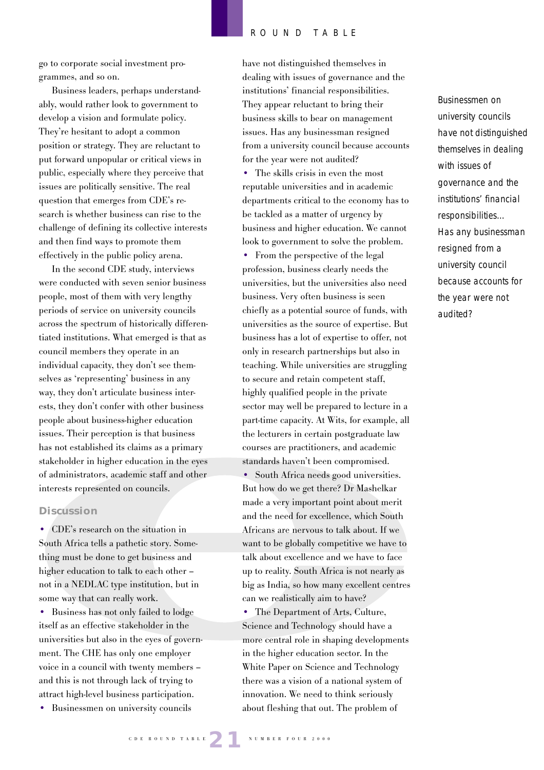go to corporate social investment programmes, and so on.

Business leaders, perhaps understandably, would rather look to government to develop a vision and formulate policy. They're hesitant to adopt a common position or strategy. They are reluctant to put forward unpopular or critical views in public, especially where they perceive that issues are politically sensitive. The real question that emerges from CDE's research is whether business can rise to the challenge of defining its collective interests and then find ways to promote them effectively in the public policy arena.

In the second CDE study, interviews were conducted with seven senior business people, most of them with very lengthy periods of service on university councils across the spectrum of historically differentiated institutions. What emerged is that as council members they operate in an individual capacity, they don't see themselves as 'representing' business in any way, they don't articulate business interests, they don't confer with other business people about business-higher education issues. Their perception is that business has not established its claims as a primary stakeholder in higher education in the eyes of administrators, academic staff and other interests represented on councils.

## Discussion

- CDE's research on the situation in South Africa tells a pathetic story. Something must be done to get business and higher education to talk to each other – not in a NEDLAC type institution, but in some way that can really work.
- Business has not only failed to lodge itself as an effective stakeholder in the universities but also in the eyes of government. The CHE has only one employer voice in a council with twenty members – and this is not through lack of trying to attract high-level business participation.
- Businessmen on university councils have not distinguished themselves in dealing with issues of governance and the institutions' financial responsibilities. They appear reluctant to bring their business skills to bear on management issues. Has any businessman resigned from a university council because accounts for the year were not audited?
- The skills crisis in even the most reputable universities and in academic departments critical to the economy has to be tackled as a matter of urgency by business and higher education. We cannot look to government to solve the problem.
- From the perspective of the legal profession, business clearly needs the universities, but the universities also need business. Very often business is seen chiefly as a potential source of funds, with universities as the source of expertise. But business has a lot of expertise to offer, not only in research partnerships but also in teaching. While universities are struggling to secure and retain competent staff, highly qualified people in the private sector may well be prepared to lecture in a part-time capacity. At Wits, for example, all the lecturers in certain postgraduate law courses are practitioners, and academic standards haven't been compromised.
- South Africa needs good universities. But how do we get there? Dr Mashelkar made a very important point about merit and the need for excellence, which South Africans are nervous to talk about. If we want to be globally competitive we have to talk about excellence and we have to face up to reality. South Africa is not nearly as big as India, so how many excellent centres can we realistically aim to have?
- The Department of Arts, Culture, Science and Technology should have a more central role in shaping developments in the higher education sector. In the White Paper on Science and Technology there was a vision of a national system of innovation. We need to think seriously about fleshing that out. The problem of

*Businessmen on university councils have not distinguished themselves in dealing with issues of governance and the institutions' financial responsibilities... Has any businessman resigned from a university council because accounts for the year were not audited?*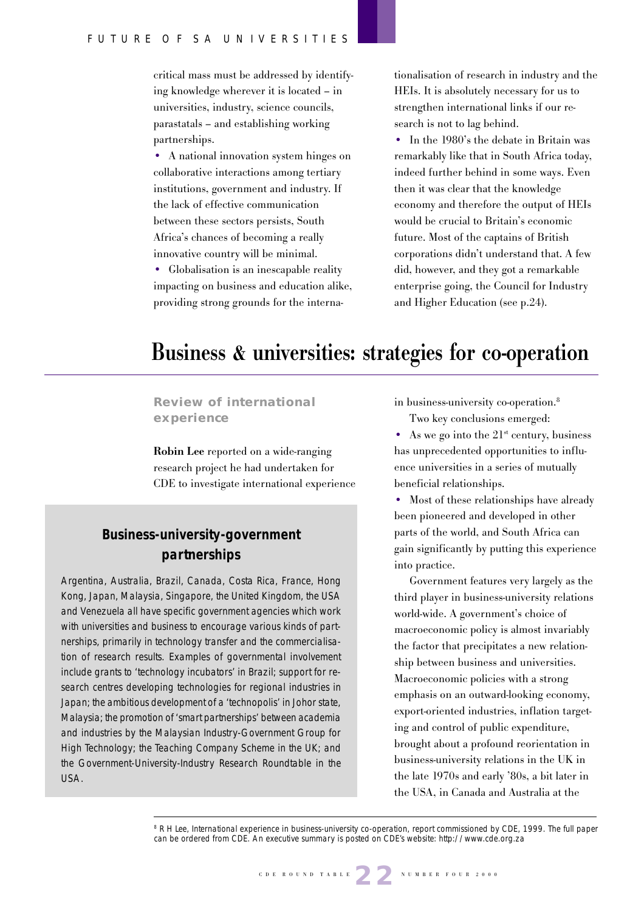critical mass must be addressed by identifying knowledge wherever it is located – in universities, industry, science councils, parastatals – and establishing working partnerships.

- A national innovation system hinges on collaborative interactions among tertiary institutions, government and industry. If the lack of effective communication between these sectors persists, South Africa's chances of becoming a really innovative country will be minimal.
- Globalisation is an inescapable reality impacting on business and education alike, providing strong grounds for the internationalisation of research in industry and the HEIs. It is absolutely necessary for us to strengthen international links if our research is not to lag behind.
- In the 1980's the debate in Britain was remarkably like that in South Africa today, indeed further behind in some ways. Even then it was clear that the knowledge economy and therefore the output of HEIs would be crucial to Britain's economic future. Most of the captains of British corporations didn't understand that. A few did, however, and they got a remarkable enterprise going, the Council for Industry and Higher Education (see p.24).

# Business & universities: strategies for co-operation

## Review of international experience

**Robin Lee** reported on a wide-ranging research project he had undertaken for CDE to investigate international experience in business-university co-operation.[8]

Two key conclusions emerged:

- As we go into the 21[st] century, business has unprecedented opportunities to influence universities in a series of mutually beneficial relationships.
- Most of these relationships have already been pioneered and developed in other parts of the world, and South Africa can gain significantly by putting this experience into practice.

Government features very largely as the third player in business-university relations world-wide. A government's choice of macroeconomic policy is almost invariably the factor that precipitates a new relationship between business and universities. Macroeconomic policies with a strong emphasis on an outward-looking economy, export-oriented industries, inflation targeting and control of public expenditure, brought about a profound reorientation in business-university relations in the UK in the late 1970s and early '80s, a bit later in the USA, in Canada and Australia at the

### Business-university-government partnerships

*Argentina, Australia, Brazil, Canada, Costa Rica, France, Hong Kong, Japan, Malaysia, Singapore, the United Kingdom, the USA and Venezuela all have specific government agencies which work with universities and business to encourage various kinds of partnerships, primarily in technology transfer and the commercialisation of research results. Examples of governmental involvement include grants to 'technology incubators' in Brazil; support for research centres developing technologies for regional industries in Japan; the ambitious development of a 'technopolis' in Johor state, Malaysia; the promotion of 'smart partnerships' between academia and industries by the Malaysian Industry-Government Group for High Technology; the Teaching Company Scheme in the UK; and the Government-University-Industry Research Roundtable in the USA.*

[8] R H Lee, *International experience in business-university co-operation*, report commissioned by CDE, 1999. The full paper can be ordered from CDE. An executive summary is posted on CDE's website: http://www.cde.org.za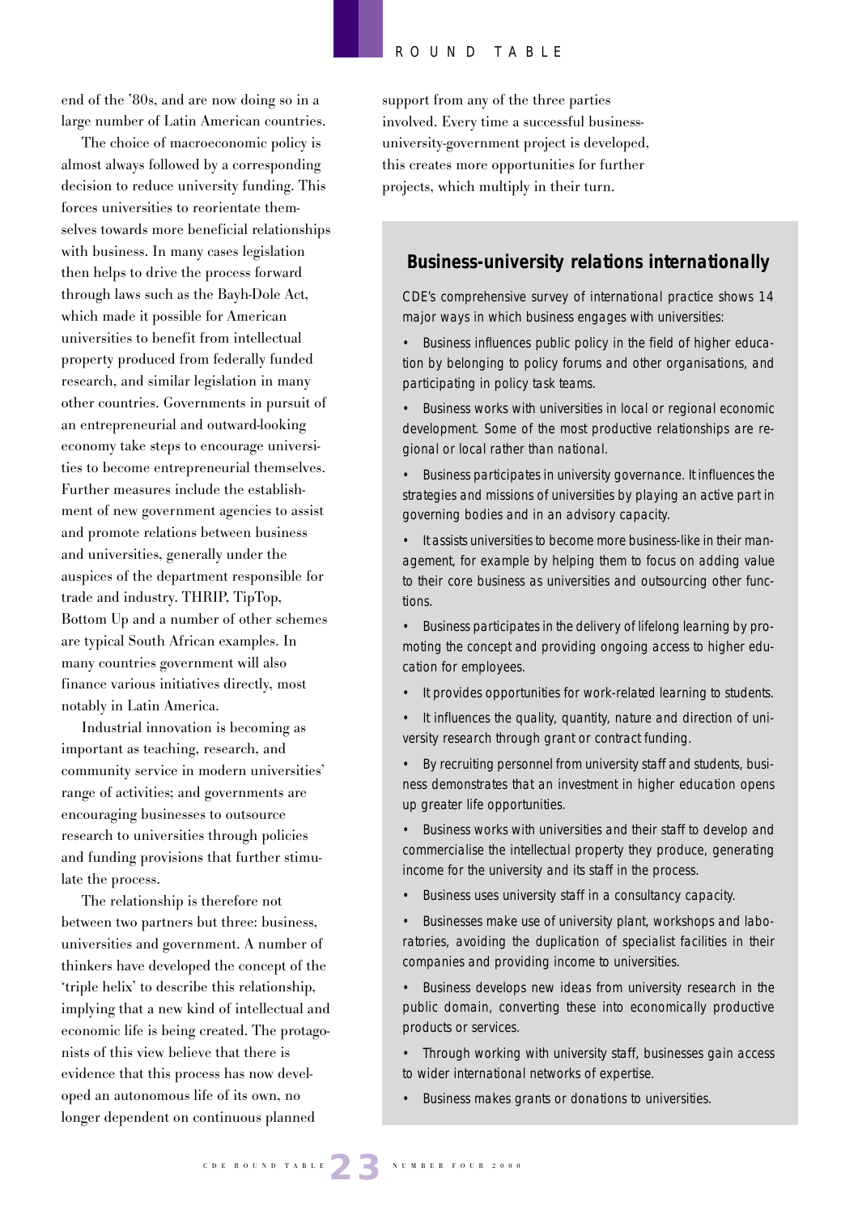end of the '80s, and are now doing so in a large number of Latin American countries.

The choice of macroeconomic policy is almost always followed by a corresponding decision to reduce university funding. This forces universities to reorientate themselves towards more beneficial relationships with business. In many cases legislation then helps to drive the process forward through laws such as the Bayh-Dole Act, which made it possible for American universities to benefit from intellectual property produced from federally funded research, and similar legislation in many other countries. Governments in pursuit of an entrepreneurial and outward-looking economy take steps to encourage universities to become entrepreneurial themselves. Further measures include the establishment of new government agencies to assist and promote relations between business and universities, generally under the auspices of the department responsible for trade and industry. THRIP, TipTop, Bottom Up and a number of other schemes are typical South African examples. In many countries government will also finance various initiatives directly, most notably in Latin America.

Industrial innovation is becoming as important as teaching, research, and community service in modern universities' range of activities; and governments are encouraging businesses to outsource research to universities through policies and funding provisions that further stimulate the process.

The relationship is therefore not between two partners but three: business, universities and government. A number of thinkers have developed the concept of the 'triple helix' to describe this relationship, implying that a new kind of intellectual and economic life is being created. The protagonists of this view believe that there is evidence that this process has now developed an autonomous life of its own, no longer dependent on continuous planned support from any of the three parties involved. Every time a successful business-university-government project is developed, this creates more opportunities for further projects, which multiply in their turn.

## Business-university relations internationally

CDE's comprehensive survey of international practice shows 14 major ways in which business engages with universities:

- Business influences public policy in the field of higher education by belonging to policy forums and other organisations, and participating in policy task teams.
- Business works with universities in local or regional economic development. Some of the most productive relationships are regional or local rather than national.
- Business participates in university governance. It influences the strategies and missions of universities by playing an active part in governing bodies and in an advisory capacity.
- It assists universities to become more business-like in their management, for example by helping them to focus on adding value to their core business as universities and outsourcing other functions.
- Business participates in the delivery of lifelong learning by promoting the concept and providing ongoing access to higher education for employees.
- It provides opportunities for work-related learning to students.
- It influences the quality, quantity, nature and direction of university research through grant or contract funding.
- By recruiting personnel from university staff and students, business demonstrates that an investment in higher education opens up greater life opportunities.
- Business works with universities and their staff to develop and commercialise the intellectual property they produce, generating income for the university and its staff in the process.
- Business uses university staff in a consultancy capacity.
- Businesses make use of university plant, workshops and laboratories, avoiding the duplication of specialist facilities in their companies and providing income to universities.
- Business develops new ideas from university research in the public domain, converting these into economically productive products or services.
- Through working with university staff, businesses gain access to wider international networks of expertise.
- Business makes grants or donations to universities.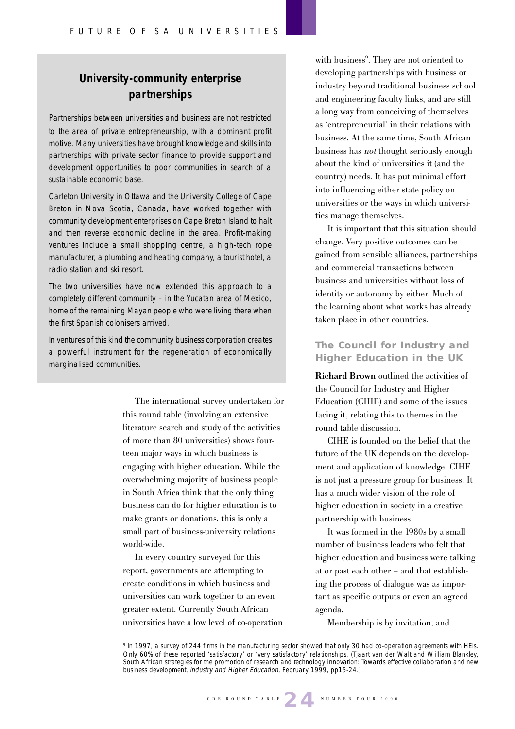## University-community enterprise partnerships

Partnerships between universities and business are not restricted to the area of private entrepreneurship, with a dominant profit motive. Many universities have brought knowledge and skills into partnerships with private sector finance to provide support and development opportunities to poor communities in search of a sustainable economic base.

Carleton University in Ottawa and the University College of Cape Breton in Nova Scotia, Canada, have worked together with community development enterprises on Cape Breton Island to halt and then reverse economic decline in the area. Profit-making ventures include a small shopping centre, a high-tech rope manufacturer, a plumbing and heating company, a tourist hotel, a radio station and ski resort.

The two universities have now extended this approach to a completely different community – in the Yucatan area of Mexico, home of the remaining Mayan people who were living there when the first Spanish colonisers arrived.

In ventures of this kind the community business corporation creates a powerful instrument for the regeneration of economically marginalised communities.

The international survey undertaken for this round table (involving an extensive literature search and study of the activities of more than 80 universities) shows fourteen major ways in which business is engaging with higher education. While the overwhelming majority of business people in South Africa think that the only thing business can do for higher education is to make grants or donations, this is only a small part of business-university relations world-wide.

In every country surveyed for this report, governments are attempting to create conditions in which business and universities can work together to an even greater extent. Currently South African universities have a low level of co-operation with business[9]. They are not oriented to developing partnerships with business or industry beyond traditional business school and engineering faculty links, and are still a long way from conceiving of themselves as 'entrepreneurial' in their relations with business. At the same time, South African business has *not* thought seriously enough about the kind of universities it (and the country) needs. It has put minimal effort into influencing either state policy on universities or the ways in which universities manage themselves.

It is important that this situation should change. Very positive outcomes can be gained from sensible alliances, partnerships and commercial transactions between business and universities without loss of identity or autonomy by either. Much of the learning about what works has already taken place in other countries.

### The Council for Industry and Higher Education in the UK

**Richard Brown** outlined the activities of the Council for Industry and Higher Education (CIHE) and some of the issues facing it, relating this to themes in the round table discussion.

CIHE is founded on the belief that the future of the UK depends on the development and application of knowledge. CIHE is not just a pressure group for business. It has a much wider vision of the role of higher education in society in a creative partnership with business.

It was formed in the 1980s by a small number of business leaders who felt that higher education and business were talking at or past each other – and that establishing the process of dialogue was as important as specific outputs or even an agreed agenda.

Membership is by invitation, and

---

[9] In 1997, a survey of 244 firms in the manufacturing sector showed that only 30 had co-operation agreements with HEIs. Only 60% of these reported 'satisfactory' or 'very satisfactory' relationships. (Tjaart van der Walt and William Blankley, South African strategies for the promotion of research and technology innovation: Towards effective collaboration and new business development, *Industry and Higher Education*, February 1999, pp15-24.)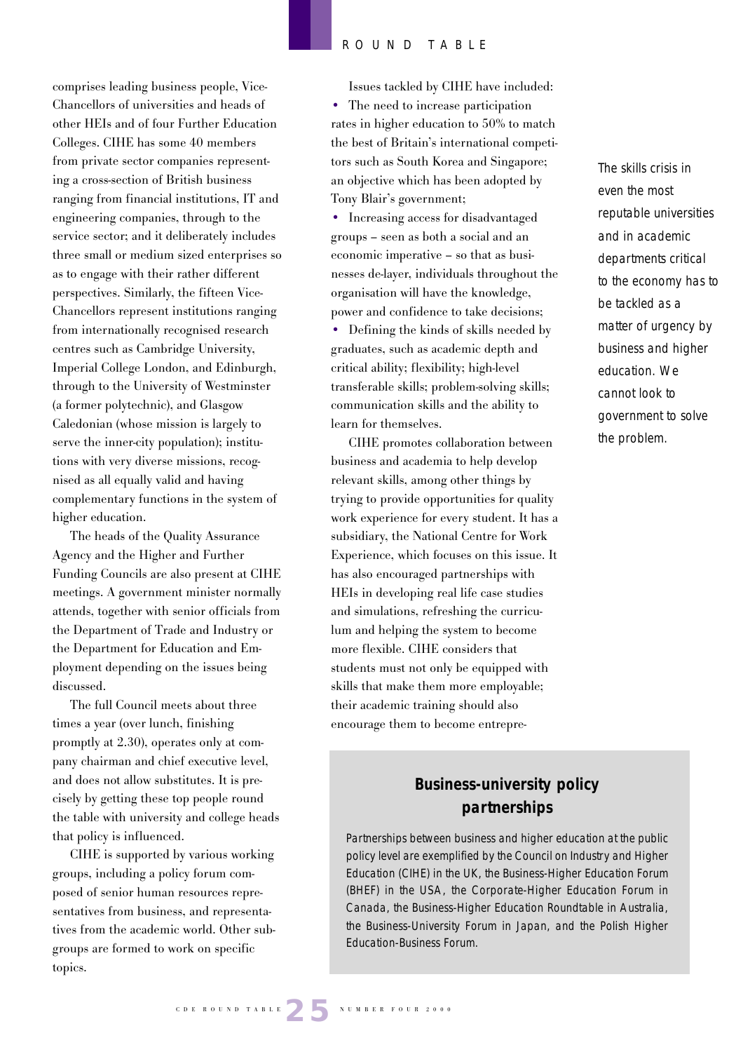comprises leading business people, Vice-Chancellors of universities and heads of other HEIs and of four Further Education Colleges. CIHE has some 40 members from private sector companies representing a cross-section of British business ranging from financial institutions, IT and engineering companies, through to the service sector; and it deliberately includes three small or medium sized enterprises so as to engage with their rather different perspectives. Similarly, the fifteen Vice-Chancellors represent institutions ranging from internationally recognised research centres such as Cambridge University, Imperial College London, and Edinburgh, through to the University of Westminster (a former polytechnic), and Glasgow Caledonian (whose mission is largely to serve the inner-city population); institutions with very diverse missions, recognised as all equally valid and having complementary functions in the system of higher education.

The heads of the Quality Assurance Agency and the Higher and Further Funding Councils are also present at CIHE meetings. A government minister normally attends, together with senior officials from the Department of Trade and Industry or the Department for Education and Employment depending on the issues being discussed.

The full Council meets about three times a year (over lunch, finishing promptly at 2.30), operates only at company chairman and chief executive level, and does not allow substitutes. It is precisely by getting these top people round the table with university and college heads that policy is influenced.

CIHE is supported by various working groups, including a policy forum composed of senior human resources representatives from business, and representatives from the academic world. Other subgroups are formed to work on specific topics.

Issues tackled by CIHE have included:

- The need to increase participation rates in higher education to 50% to match the best of Britain's international competitors such as South Korea and Singapore; an objective which has been adopted by Tony Blair's government;
- Increasing access for disadvantaged groups – seen as both a social and an economic imperative – so that as businesses de-layer, individuals throughout the organisation will have the knowledge, power and confidence to take decisions;
- Defining the kinds of skills needed by graduates, such as academic depth and critical ability; flexibility; high-level transferable skills; problem-solving skills; communication skills and the ability to learn for themselves.

CIHE promotes collaboration between business and academia to help develop relevant skills, among other things by trying to provide opportunities for quality work experience for every student. It has a subsidiary, the National Centre for Work Experience, which focuses on this issue. It has also encouraged partnerships with HEIs in developing real life case studies and simulations, refreshing the curriculum and helping the system to become more flexible. CIHE considers that students must not only be equipped with skills that make them more employable; their academic training should also encourage them to become entrepre-

*The skills crisis in even the most reputable universities and in academic departments critical to the economy has to be tackled as a matter of urgency by business and higher education. We cannot look to government to solve the problem.*

## Business-university policy partnerships

*Partnerships between business and higher education at the public policy level are exemplified by the Council on Industry and Higher Education (CIHE) in the UK, the Business-Higher Education Forum (BHEF) in the USA, the Corporate-Higher Education Forum in Canada, the Business-Higher Education Roundtable in Australia, the Business-University Forum in Japan, and the Polish Higher Education-Business Forum.*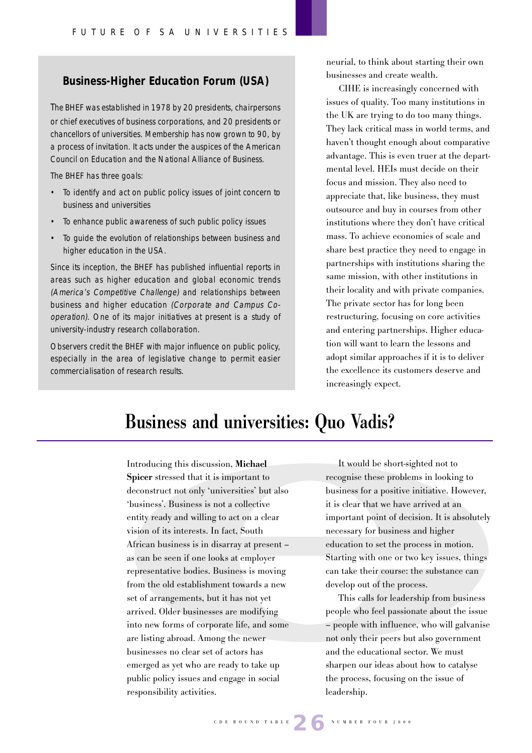## Business-Higher Education Forum (USA)

The BHEF was established in 1978 by 20 presidents, chairpersons or chief executives of business corporations, and 20 presidents or chancellors of universities. Membership has now grown to 90, by a process of invitation. It acts under the auspices of the American Council on Education and the National Alliance of Business.

The BHEF has three goals:

- To identify and act on public policy issues of joint concern to business and universities
- To enhance public awareness of such public policy issues
- To guide the evolution of relationships between business and higher education in the USA.

Since its inception, the BHEF has published influential reports in areas such as higher education and global economic trends *(America's Competitive Challenge)* and relationships between business and higher education *(Corporate and Campus Co-operation)*. One of its major initiatives at present is a study of university-industry research collaboration.

Observers credit the BHEF with major influence on public policy, especially in the area of legislative change to permit easier commercialisation of research results.

neurial, to think about starting their own businesses and create wealth.

CIHE is increasingly concerned with issues of quality. Too many institutions in the UK are trying to do too many things. They lack critical mass in world terms, and haven't thought enough about comparative advantage. This is even truer at the departmental level. HEIs must decide on their focus and mission. They also need to appreciate that, like business, they must outsource and buy in courses from other institutions where they don't have critical mass. To achieve economies of scale and share best practice they need to engage in partnerships with institutions sharing the same mission, with other institutions in their locality and with private companies. The private sector has for long been restructuring, focusing on core activities and entering partnerships. Higher education will want to learn the lessons and adopt similar approaches if it is to deliver the excellence its customers deserve and increasingly expect.

# Business and universities: Quo Vadis?

Introducing this discussion, **Michael Spicer** stressed that it is important to deconstruct not only 'universities' but also 'business'. Business is not a collective entity ready and willing to act on a clear vision of its interests. In fact, South African business is in disarray at present – as can be seen if one looks at employer representative bodies. Business is moving from the old establishment towards a new set of arrangements, but it has not yet arrived. Older businesses are modifying into new forms of corporate life, and some are listing abroad. Among the newer businesses no clear set of actors has emerged as yet who are ready to take up public policy issues and engage in social responsibility activities.

It would be short-sighted not to recognise these problems in looking to business for a positive initiative. However, it is clear that we have arrived at an important point of decision. It is absolutely necessary for business and higher education to set the process in motion. Starting with one or two key issues, things can take their course: the substance can develop out of the process.

This calls for leadership from business people who feel passionate about the issue – people with influence, who will galvanise not only their peers but also government and the educational sector. We must sharpen our ideas about how to catalyse the process, focusing on the issue of leadership.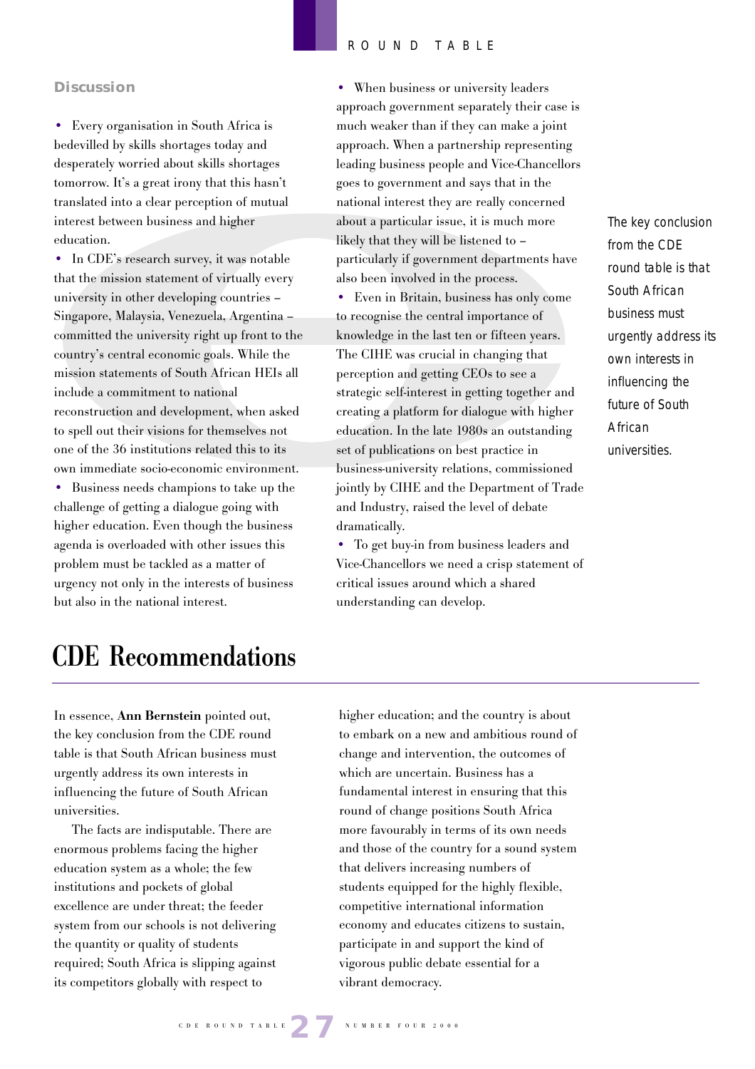## Discussion

- Every organisation in South Africa is bedevilled by skills shortages today and desperately worried about skills shortages tomorrow. It's a great irony that this hasn't translated into a clear perception of mutual interest between business and higher education.
- In CDE's research survey, it was notable that the mission statement of virtually every university in other developing countries – Singapore, Malaysia, Venezuela, Argentina – committed the university right up front to the country's central economic goals. While the mission statements of South African HEIs all include a commitment to national reconstruction and development, when asked to spell out their visions for themselves not one of the 36 institutions related this to its own immediate socio-economic environment.
- Business needs champions to take up the challenge of getting a dialogue going with higher education. Even though the business agenda is overloaded with other issues this problem must be tackled as a matter of urgency not only in the interests of business but also in the national interest.
- When business or university leaders approach government separately their case is much weaker than if they can make a joint approach. When a partnership representing leading business people and Vice-Chancellors goes to government and says that in the national interest they are really concerned about a particular issue, it is much more likely that they will be listened to – particularly if government departments have also been involved in the process.
- Even in Britain, business has only come to recognise the central importance of knowledge in the last ten or fifteen years. The CIHE was crucial in changing that perception and getting CEOs to see a strategic self-interest in getting together and creating a platform for dialogue with higher education. In the late 1980s an outstanding set of publications on best practice in business-university relations, commissioned jointly by CIHE and the Department of Trade and Industry, raised the level of debate dramatically.
- To get buy-in from business leaders and Vice-Chancellors we need a crisp statement of critical issues around which a shared understanding can develop.

*The key conclusion from the CDE round table is that South African business must urgently address its own interests in influencing the future of South African universities.*

# CDE Recommendations

In essence, **Ann Bernstein** pointed out, the key conclusion from the CDE round table is that South African business must urgently address its own interests in influencing the future of South African universities.

The facts are indisputable. There are enormous problems facing the higher education system as a whole; the few institutions and pockets of global excellence are under threat; the feeder system from our schools is not delivering the quantity or quality of students required; South Africa is slipping against its competitors globally with respect to higher education; and the country is about to embark on a new and ambitious round of change and intervention, the outcomes of which are uncertain. Business has a fundamental interest in ensuring that this round of change positions South Africa more favourably in terms of its own needs and those of the country for a sound system that delivers increasing numbers of students equipped for the highly flexible, competitive international information economy and educates citizens to sustain, participate in and support the kind of vigorous public debate essential for a vibrant democracy.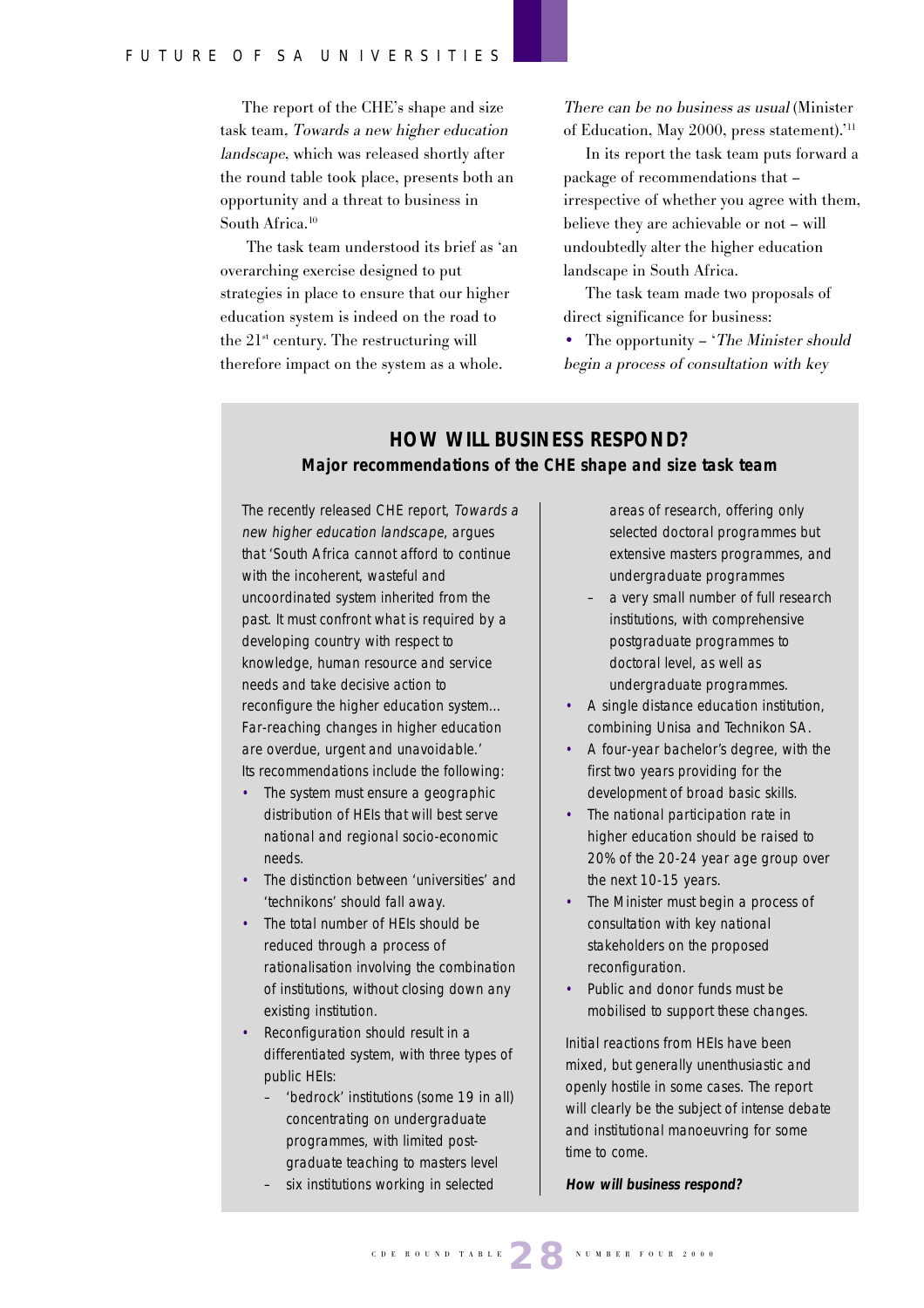The report of the CHE's shape and size task team, *Towards a new higher education landscape*, which was released shortly after the round table took place, presents both an opportunity and a threat to business in South Africa.[10]

The task team understood its brief as 'an overarching exercise designed to put strategies in place to ensure that our higher education system is indeed on the road to the 21st century. The restructuring will therefore impact on the system as a whole. *There can be no business as usual* (Minister of Education, May 2000, press statement).'[11]

In its report the task team puts forward a package of recommendations that – irrespective of whether you agree with them, believe they are achievable or not – will undoubtedly alter the higher education landscape in South Africa.

The task team made two proposals of direct significance for business:

- The opportunity – '*The Minister should begin a process of consultation with key*

## HOW WILL BUSINESS RESPOND?

### Major recommendations of the CHE shape and size task team

The recently released CHE report, *Towards a new higher education landscape*, argues that 'South Africa cannot afford to continue with the incoherent, wasteful and uncoordinated system inherited from the past. It must confront what is required by a developing country with respect to knowledge, human resource and service needs and take decisive action to reconfigure the higher education system... Far-reaching changes in higher education are overdue, urgent and unavoidable.'

Its recommendations include the following:

- The system must ensure a geographic distribution of HEIs that will best serve national and regional socio-economic needs.
- The distinction between 'universities' and 'technikons' should fall away.
- The total number of HEIs should be reduced through a process of rationalisation involving the combination of institutions, without closing down any existing institution.
- Reconfiguration should result in a differentiated system, with three types of public HEIs:
  - 'bedrock' institutions (some 19 in all) concentrating on undergraduate programmes, with limited post-graduate teaching to masters level
  - six institutions working in selected areas of research, offering only selected doctoral programmes but extensive masters programmes, and undergraduate programmes
  - a very small number of full research institutions, with comprehensive postgraduate programmes to doctoral level, as well as undergraduate programmes.
- A single distance education institution, combining Unisa and Technikon SA.
- A four-year bachelor's degree, with the first two years providing for the development of broad basic skills.
- The national participation rate in higher education should be raised to 20% of the 20-24 year age group over the next 10-15 years.
- The Minister must begin a process of consultation with key national stakeholders on the proposed reconfiguration.
- Public and donor funds must be mobilised to support these changes.

Initial reactions from HEIs have been mixed, but generally unenthusiastic and openly hostile in some cases. The report will clearly be the subject of intense debate and institutional manoeuvring for some time to come.

***How will business respond?***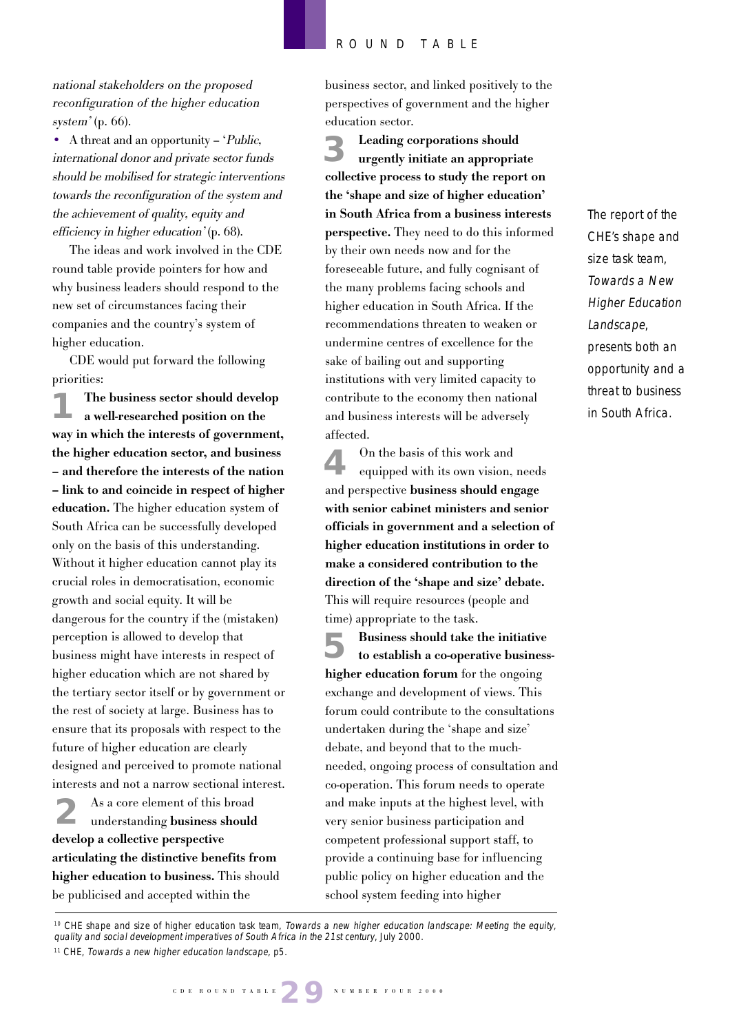*national stakeholders on the proposed reconfiguration of the higher education system'* (p. 66).

- A threat and an opportunity – '*Public, international donor and private sector funds should be mobilised for strategic interventions towards the reconfiguration of the system and the achievement of quality, equity and efficiency in higher education'* (p. 68).

The ideas and work involved in the CDE round table provide pointers for how and why business leaders should respond to the new set of circumstances facing their companies and the country's system of higher education.

CDE would put forward the following priorities:

**1** **The business sector should develop a well-researched position on the way in which the interests of government, the higher education sector, and business – and therefore the interests of the nation – link to and coincide in respect of higher education.** The higher education system of South Africa can be successfully developed only on the basis of this understanding. Without it higher education cannot play its crucial roles in democratisation, economic growth and social equity. It will be dangerous for the country if the (mistaken) perception is allowed to develop that business might have interests in respect of higher education which are not shared by the tertiary sector itself or by government or the rest of society at large. Business has to ensure that its proposals with respect to the future of higher education are clearly designed and perceived to promote national interests and not a narrow sectional interest.

**2** As a core element of this broad understanding **business should develop a collective perspective articulating the distinctive benefits from higher education to business.** This should be publicised and accepted within the business sector, and linked positively to the perspectives of government and the higher education sector.

**3** **Leading corporations should urgently initiate an appropriate collective process to study the report on the 'shape and size of higher education' in South Africa from a business interests perspective.** They need to do this informed by their own needs now and for the foreseeable future, and fully cognisant of the many problems facing schools and higher education in South Africa. If the recommendations threaten to weaken or undermine centres of excellence for the sake of bailing out and supporting institutions with very limited capacity to contribute to the economy then national and business interests will be adversely affected.

**4** On the basis of this work and equipped with its own vision, needs and perspective **business should engage with senior cabinet ministers and senior officials in government and a selection of higher education institutions in order to make a considered contribution to the direction of the 'shape and size' debate.** This will require resources (people and time) appropriate to the task.

**5** **Business should take the initiative to establish a co-operative business-higher education forum** for the ongoing exchange and development of views. This forum could contribute to the consultations undertaken during the 'shape and size' debate, and beyond that to the much-needed, ongoing process of consultation and co-operation. This forum needs to operate and make inputs at the highest level, with very senior business participation and competent professional support staff, to provide a continuing base for influencing public policy on higher education and the school system feeding into higher

The report of the CHE's shape and size task team, *Towards a New Higher Education Landscape*, presents both an opportunity and a threat to business in South Africa.

---

[10] CHE shape and size of higher education task team, *Towards a new higher education landscape: Meeting the equity, quality and social development imperatives of South Africa in the 21st century*, July 2000.

[11] CHE, *Towards a new higher education landscape*, p5.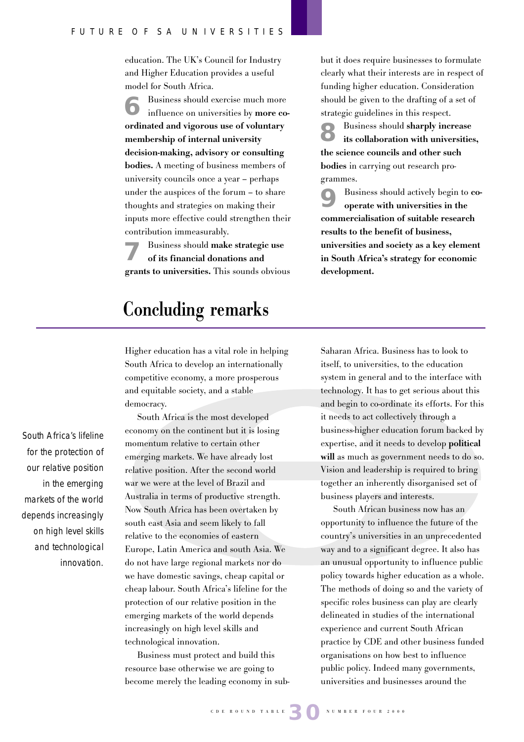education. The UK's Council for Industry and Higher Education provides a useful model for South Africa.

**6** Business should exercise much more influence on universities by **more co-ordinated and vigorous use of voluntary membership of internal university decision-making, advisory or consulting bodies.** A meeting of business members of university councils once a year – perhaps under the auspices of the forum – to share thoughts and strategies on making their inputs more effective could strengthen their contribution immeasurably.

**7** Business should **make strategic use of its financial donations and grants to universities.** This sounds obvious but it does require businesses to formulate clearly what their interests are in respect of funding higher education. Consideration should be given to the drafting of a set of strategic guidelines in this respect.

**8** Business should **sharply increase its collaboration with universities, the science councils and other such bodies** in carrying out research programmes.

**9** Business should actively begin to **co-operate with universities in the commercialisation of suitable research results to the benefit of business, universities and society as a key element in South Africa's strategy for economic development.**

# Concluding remarks

*South Africa's lifeline for the protection of our relative position in the emerging markets of the world depends increasingly on high level skills and technological innovation.*

Higher education has a vital role in helping South Africa to develop an internationally competitive economy, a more prosperous and equitable society, and a stable democracy.

South Africa is the most developed economy on the continent but it is losing momentum relative to certain other emerging markets. We have already lost relative position. After the second world war we were at the level of Brazil and Australia in terms of productive strength. Now South Africa has been overtaken by south east Asia and seem likely to fall relative to the economies of eastern Europe, Latin America and south Asia. We do not have large regional markets nor do we have domestic savings, cheap capital or cheap labour. South Africa's lifeline for the protection of our relative position in the emerging markets of the world depends increasingly on high level skills and technological innovation.

Business must protect and build this resource base otherwise we are going to become merely the leading economy in sub-Saharan Africa. Business has to look to itself, to universities, to the education system in general and to the interface with technology. It has to get serious about this and begin to co-ordinate its efforts. For this it needs to act collectively through a business-higher education forum backed by expertise, and it needs to develop **political will** as much as government needs to do so. Vision and leadership is required to bring together an inherently disorganised set of business players and interests.

South African business now has an opportunity to influence the future of the country's universities in an unprecedented way and to a significant degree. It also has an unusual opportunity to influence public policy towards higher education as a whole. The methods of doing so and the variety of specific roles business can play are clearly delineated in studies of the international experience and current South African practice by CDE and other business funded organisations on how best to influence public policy. Indeed many governments, universities and businesses around the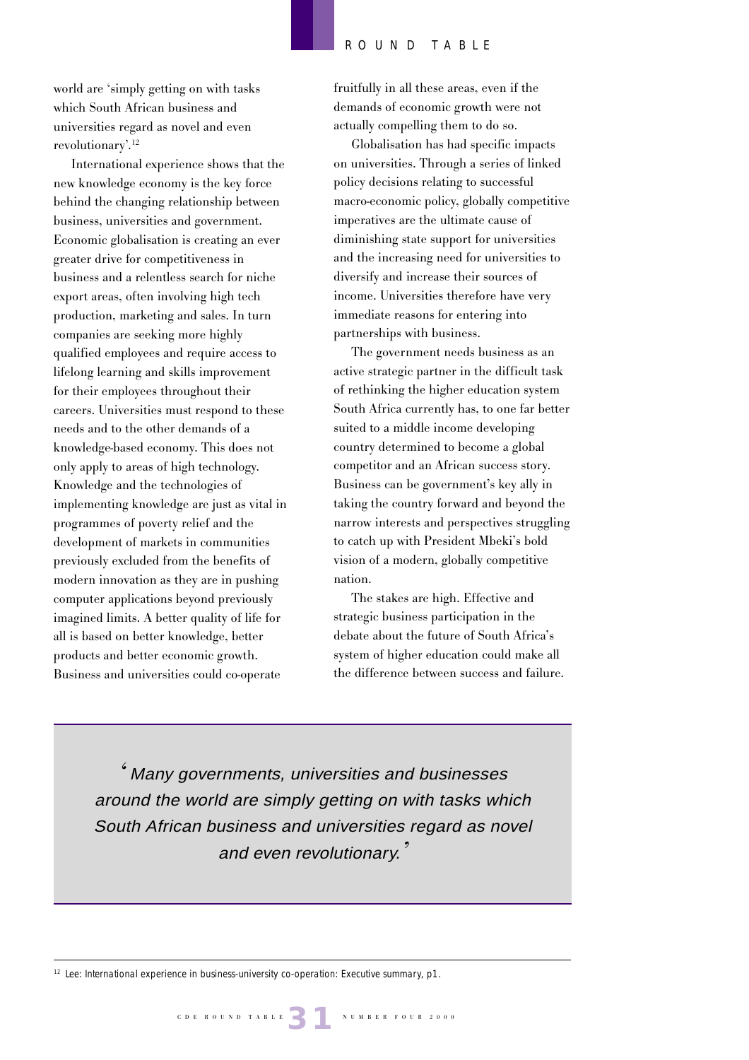world are 'simply getting on with tasks which South African business and universities regard as novel and even revolutionary'.[12]

International experience shows that the new knowledge economy is the key force behind the changing relationship between business, universities and government. Economic globalisation is creating an ever greater drive for competitiveness in business and a relentless search for niche export areas, often involving high tech production, marketing and sales. In turn companies are seeking more highly qualified employees and require access to lifelong learning and skills improvement for their employees throughout their careers. Universities must respond to these needs and to the other demands of a knowledge-based economy. This does not only apply to areas of high technology. Knowledge and the technologies of implementing knowledge are just as vital in programmes of poverty relief and the development of markets in communities previously excluded from the benefits of modern innovation as they are in pushing computer applications beyond previously imagined limits. A better quality of life for all is based on better knowledge, better products and better economic growth. Business and universities could co-operate fruitfully in all these areas, even if the demands of economic growth were not actually compelling them to do so.

Globalisation has had specific impacts on universities. Through a series of linked policy decisions relating to successful macro-economic policy, globally competitive imperatives are the ultimate cause of diminishing state support for universities and the increasing need for universities to diversify and increase their sources of income. Universities therefore have very immediate reasons for entering into partnerships with business.

The government needs business as an active strategic partner in the difficult task of rethinking the higher education system South Africa currently has, to one far better suited to a middle income developing country determined to become a global competitor and an African success story. Business can be government's key ally in taking the country forward and beyond the narrow interests and perspectives struggling to catch up with President Mbeki's bold vision of a modern, globally competitive nation.

The stakes are high. Effective and strategic business participation in the debate about the future of South Africa's system of higher education could make all the difference between success and failure.

> *'Many governments, universities and businesses around the world are simply getting on with tasks which South African business and universities regard as novel and even revolutionary.'*

---

[12] Lee: *International experience in business-university co-operation: Executive summary*, p1.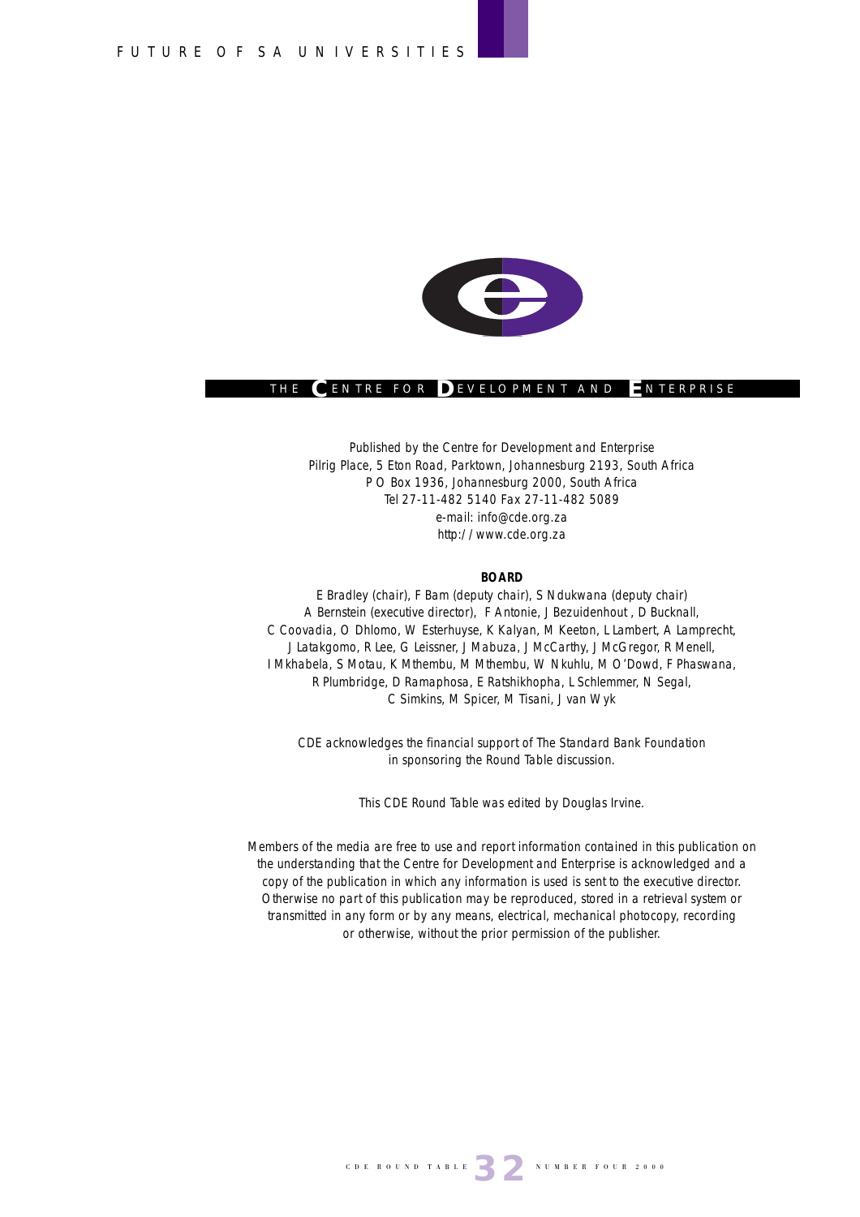THE **C**ENTRE FOR **D**EVELOPMENT AND **E**NTERPRISE

Published by the Centre for Development and Enterprise
Pilrig Place, 5 Eton Road, Parktown, Johannesburg 2193, South Africa
P O Box 1936, Johannesburg 2000, South Africa
Tel 27-11-482 5140 Fax 27-11-482 5089
e-mail: info@cde.org.za
http://www.cde.org.za

**BOARD**

E Bradley (chair), F Bam (deputy chair), S Ndukwana (deputy chair)
A Bernstein (executive director), F Antonie, J Bezuidenhout , D Bucknall,
C Coovadia, O Dhlomo, W Esterhuyse, K Kalyan, M Keeton, L Lambert, A Lamprecht,
J Latakgomo, R Lee, G Leissner, J Mabuza, J McCarthy, J McGregor, R Menell,
I Mkhabela, S Motau, K Mthembu, M Mthembu, W Nkuhlu, M O'Dowd, F Phaswana,
R Plumbridge, D Ramaphosa, E Ratshikhopha, L Schlemmer, N Segal,
C Simkins, M Spicer, M Tisani, J van Wyk

CDE acknowledges the financial support of The Standard Bank Foundation
in sponsoring the Round Table discussion.

This CDE Round Table was edited by Douglas Irvine.

Members of the media are free to use and report information contained in this publication on the understanding that the Centre for Development and Enterprise is acknowledged and a copy of the publication in which any information is used is sent to the executive director. Otherwise no part of this publication may be reproduced, stored in a retrieval system or transmitted in any form or by any means, electrical, mechanical photocopy, recording or otherwise, without the prior permission of the publisher.